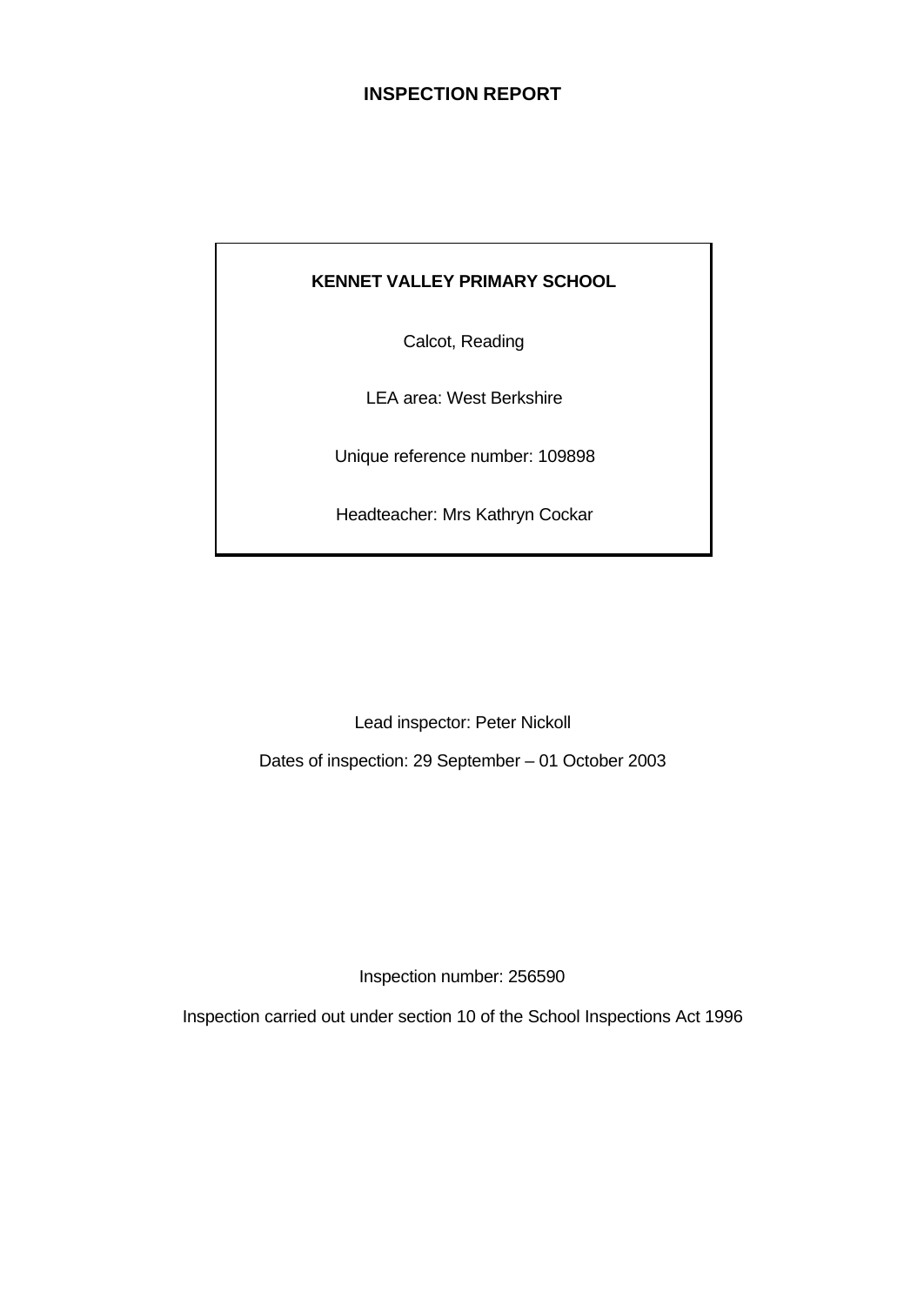# INSPECTION REPORT

**KENNET VALLEY PRIMARY SCHOOL**

Calcot, Reading

LEA area: West Berkshire

Unique reference number: 109898

Headteacher: Mrs Kathryn Cockar

Lead inspector: Peter Nickoll

Dates of inspection: 29 September – 01 October 2003

Inspection number: 256590

Inspection carried out under section 10 of the School Inspections Act 1996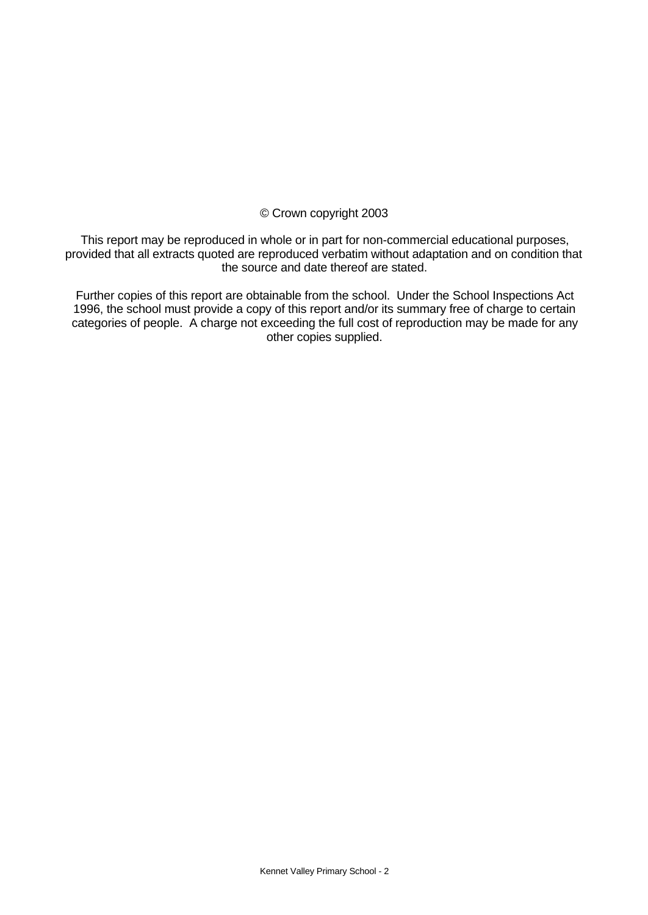© Crown copyright 2003

This report may be reproduced in whole or in part for non-commercial educational purposes, provided that all extracts quoted are reproduced verbatim without adaptation and on condition that the source and date thereof are stated.

Further copies of this report are obtainable from the school. Under the School Inspections Act 1996, the school must provide a copy of this report and/or its summary free of charge to certain categories of people. A charge not exceeding the full cost of reproduction may be made for any other copies supplied.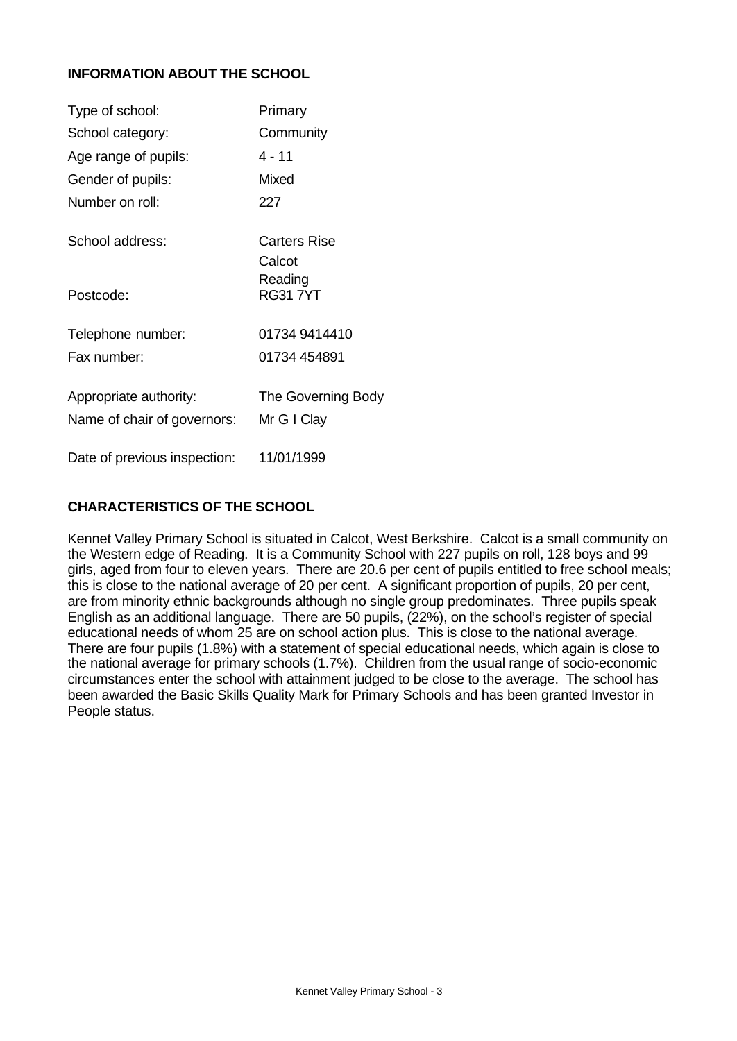## INFORMATION ABOUT THE SCHOOL

| | |
|---|---|
| Type of school: | Primary |
| School category: | Community |
| Age range of pupils: | 4 - 11 |
| Gender of pupils: | Mixed |
| Number on roll: | 227 |
| School address: | Carters Rise<br>Calcot<br>Reading |
| Postcode: | RG31 7YT |
| Telephone number: | 01734 9414410 |
| Fax number: | 01734 454891 |
| Appropriate authority: | The Governing Body |
| Name of chair of governors: | Mr G I Clay |
| Date of previous inspection: | 11/01/1999 |

## CHARACTERISTICS OF THE SCHOOL

Kennet Valley Primary School is situated in Calcot, West Berkshire. Calcot is a small community on the Western edge of Reading. It is a Community School with 227 pupils on roll, 128 boys and 99 girls, aged from four to eleven years. There are 20.6 per cent of pupils entitled to free school meals; this is close to the national average of 20 per cent. A significant proportion of pupils, 20 per cent, are from minority ethnic backgrounds although no single group predominates. Three pupils speak English as an additional language. There are 50 pupils, (22%), on the school's register of special educational needs of whom 25 are on school action plus. This is close to the national average. There are four pupils (1.8%) with a statement of special educational needs, which again is close to the national average for primary schools (1.7%). Children from the usual range of socio-economic circumstances enter the school with attainment judged to be close to the average. The school has been awarded the Basic Skills Quality Mark for Primary Schools and has been granted Investor in People status.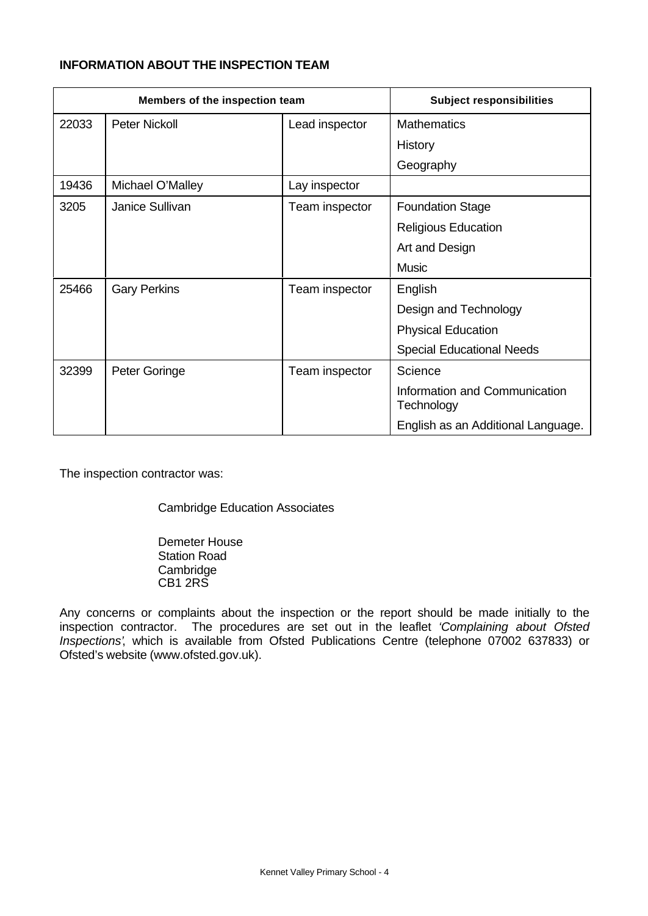**INFORMATION ABOUT THE INSPECTION TEAM**

| Members of the inspection team | | | Subject responsibilities |
|---|---|---|---|
| 22033 | Peter Nickoll | Lead inspector | Mathematics<br>History<br>Geography |
| 19436 | Michael O'Malley | Lay inspector | |
| 3205 | Janice Sullivan | Team inspector | Foundation Stage<br>Religious Education<br>Art and Design<br>Music |
| 25466 | Gary Perkins | Team inspector | English<br>Design and Technology<br>Physical Education<br>Special Educational Needs |
| 32399 | Peter Goringe | Team inspector | Science<br>Information and Communication Technology<br>English as an Additional Language. |

The inspection contractor was:

Cambridge Education Associates

Demeter House
Station Road
Cambridge
CB1 2RS

Any concerns or complaints about the inspection or the report should be made initially to the inspection contractor. The procedures are set out in the leaflet *'Complaining about Ofsted Inspections'*, which is available from Ofsted Publications Centre (telephone 07002 637833) or Ofsted's website (www.ofsted.gov.uk).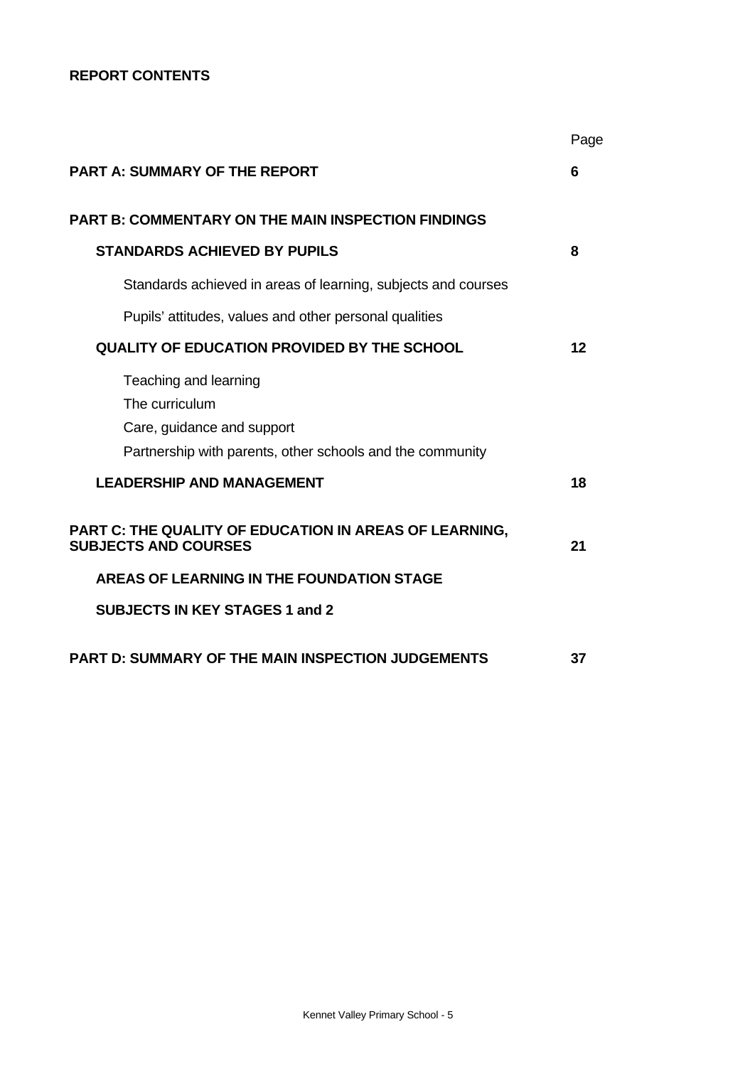**REPORT CONTENTS**

| | Page |
|---|---|
| **PART A: SUMMARY OF THE REPORT** | **6** |
| **PART B: COMMENTARY ON THE MAIN INSPECTION FINDINGS** | |
| **STANDARDS ACHIEVED BY PUPILS** | **8** |
| Standards achieved in areas of learning, subjects and courses | |
| Pupils' attitudes, values and other personal qualities | |
| **QUALITY OF EDUCATION PROVIDED BY THE SCHOOL** | **12** |
| Teaching and learning | |
| The curriculum | |
| Care, guidance and support | |
| Partnership with parents, other schools and the community | |
| **LEADERSHIP AND MANAGEMENT** | **18** |
| **PART C: THE QUALITY OF EDUCATION IN AREAS OF LEARNING, SUBJECTS AND COURSES** | **21** |
| **AREAS OF LEARNING IN THE FOUNDATION STAGE** | |
| **SUBJECTS IN KEY STAGES 1 and 2** | |
| **PART D: SUMMARY OF THE MAIN INSPECTION JUDGEMENTS** | **37** |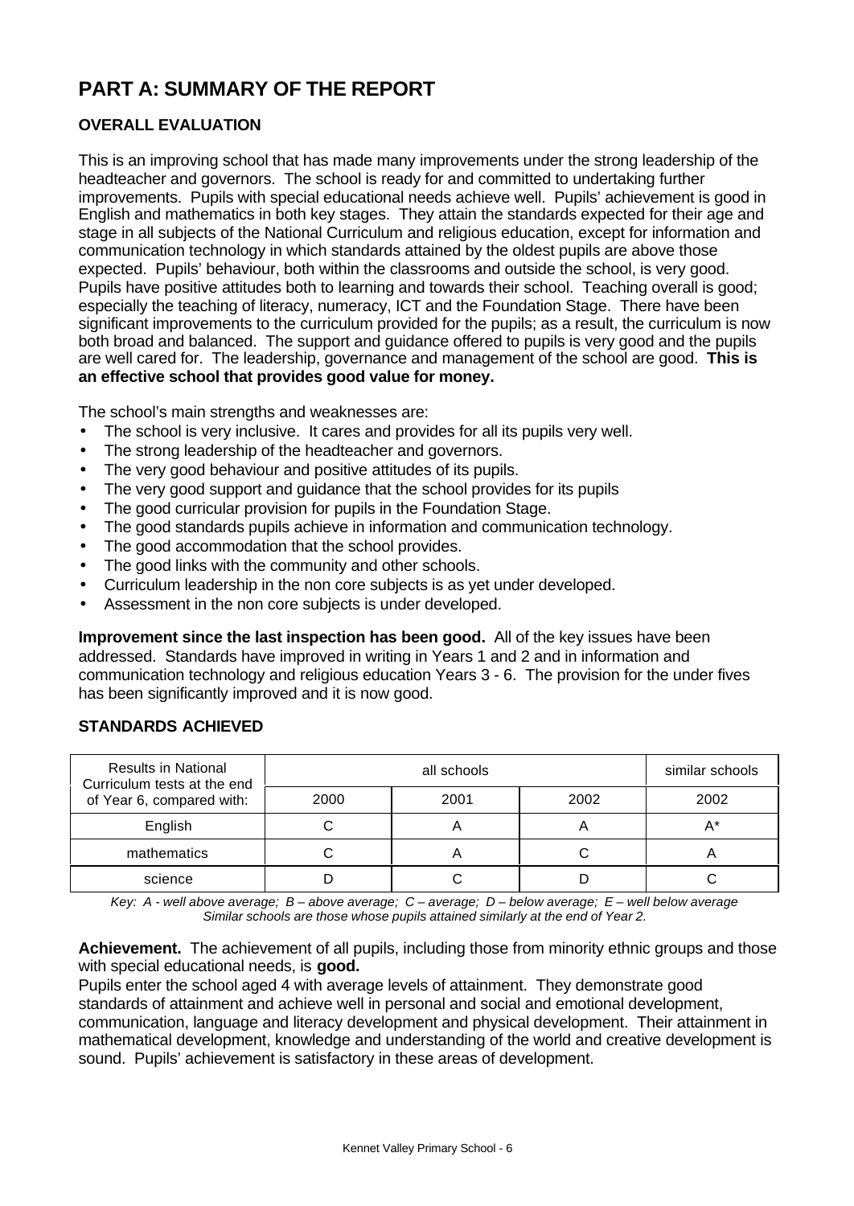# PART A: SUMMARY OF THE REPORT

## OVERALL EVALUATION

This is an improving school that has made many improvements under the strong leadership of the headteacher and governors. The school is ready for and committed to undertaking further improvements. Pupils with special educational needs achieve well. Pupils' achievement is good in English and mathematics in both key stages. They attain the standards expected for their age and stage in all subjects of the National Curriculum and religious education, except for information and communication technology in which standards attained by the oldest pupils are above those expected. Pupils' behaviour, both within the classrooms and outside the school, is very good. Pupils have positive attitudes both to learning and towards their school. Teaching overall is good; especially the teaching of literacy, numeracy, ICT and the Foundation Stage. There have been significant improvements to the curriculum provided for the pupils; as a result, the curriculum is now both broad and balanced. The support and guidance offered to pupils is very good and the pupils are well cared for. The leadership, governance and management of the school are good. **This is an effective school that provides good value for money.**

The school's main strengths and weaknesses are:

- The school is very inclusive. It cares and provides for all its pupils very well.
- The strong leadership of the headteacher and governors.
- The very good behaviour and positive attitudes of its pupils.
- The very good support and guidance that the school provides for its pupils
- The good curricular provision for pupils in the Foundation Stage.
- The good standards pupils achieve in information and communication technology.
- The good accommodation that the school provides.
- The good links with the community and other schools.
- Curriculum leadership in the non core subjects is as yet under developed.
- Assessment in the non core subjects is under developed.

**Improvement since the last inspection has been good.** All of the key issues have been addressed. Standards have improved in writing in Years 1 and 2 and in information and communication technology and religious education Years 3 - 6. The provision for the under fives has been significantly improved and it is now good.

## STANDARDS ACHIEVED

| Results in National Curriculum tests at the end of Year 6, compared with: | all schools | | | similar schools |
|---|---|---|---|---|
| | 2000 | 2001 | 2002 | 2002 |
| English | C | A | A | A* |
| mathematics | C | A | C | A |
| science | D | C | D | C |

*Key: A - well above average; B – above average; C – average; D – below average; E – well below average*
*Similar schools are those whose pupils attained similarly at the end of Year 2.*

**Achievement.** The achievement of all pupils, including those from minority ethnic groups and those with special educational needs, is **good.**
Pupils enter the school aged 4 with average levels of attainment. They demonstrate good standards of attainment and achieve well in personal and social and emotional development, communication, language and literacy development and physical development. Their attainment in mathematical development, knowledge and understanding of the world and creative development is sound. Pupils' achievement is satisfactory in these areas of development.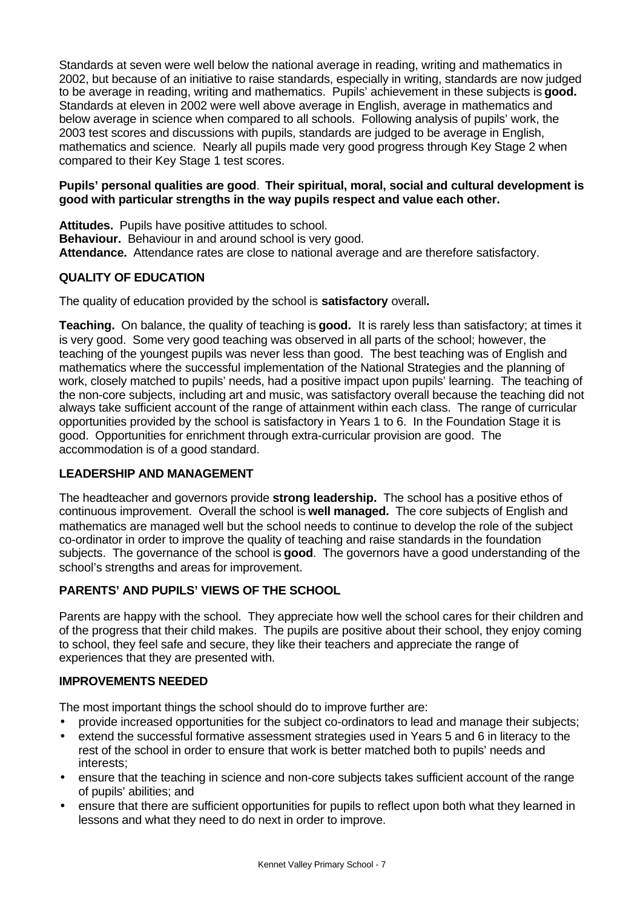Standards at seven were well below the national average in reading, writing and mathematics in 2002, but because of an initiative to raise standards, especially in writing, standards are now judged to be average in reading, writing and mathematics. Pupils' achievement in these subjects is **good.** Standards at eleven in 2002 were well above average in English, average in mathematics and below average in science when compared to all schools. Following analysis of pupils' work, the 2003 test scores and discussions with pupils, standards are judged to be average in English, mathematics and science. Nearly all pupils made very good progress through Key Stage 2 when compared to their Key Stage 1 test scores.

**Pupils' personal qualities are good**. **Their spiritual, moral, social and cultural development is good with particular strengths in the way pupils respect and value each other.**

**Attitudes.** Pupils have positive attitudes to school.
**Behaviour.** Behaviour in and around school is very good.
**Attendance.** Attendance rates are close to national average and are therefore satisfactory.

## QUALITY OF EDUCATION

The quality of education provided by the school is **satisfactory** overall**.**

**Teaching.** On balance, the quality of teaching is **good.** It is rarely less than satisfactory; at times it is very good. Some very good teaching was observed in all parts of the school; however, the teaching of the youngest pupils was never less than good. The best teaching was of English and mathematics where the successful implementation of the National Strategies and the planning of work, closely matched to pupils' needs, had a positive impact upon pupils' learning. The teaching of the non-core subjects, including art and music, was satisfactory overall because the teaching did not always take sufficient account of the range of attainment within each class. The range of curricular opportunities provided by the school is satisfactory in Years 1 to 6. In the Foundation Stage it is good. Opportunities for enrichment through extra-curricular provision are good. The accommodation is of a good standard.

## LEADERSHIP AND MANAGEMENT

The headteacher and governors provide **strong leadership.** The school has a positive ethos of continuous improvement. Overall the school is **well managed.** The core subjects of English and mathematics are managed well but the school needs to continue to develop the role of the subject co-ordinator in order to improve the quality of teaching and raise standards in the foundation subjects. The governance of the school is **good**. The governors have a good understanding of the school's strengths and areas for improvement.

## PARENTS' AND PUPILS' VIEWS OF THE SCHOOL

Parents are happy with the school. They appreciate how well the school cares for their children and of the progress that their child makes. The pupils are positive about their school, they enjoy coming to school, they feel safe and secure, they like their teachers and appreciate the range of experiences that they are presented with.

## IMPROVEMENTS NEEDED

The most important things the school should do to improve further are:

- provide increased opportunities for the subject co-ordinators to lead and manage their subjects;
- extend the successful formative assessment strategies used in Years 5 and 6 in literacy to the rest of the school in order to ensure that work is better matched both to pupils' needs and interests;
- ensure that the teaching in science and non-core subjects takes sufficient account of the range of pupils' abilities; and
- ensure that there are sufficient opportunities for pupils to reflect upon both what they learned in lessons and what they need to do next in order to improve.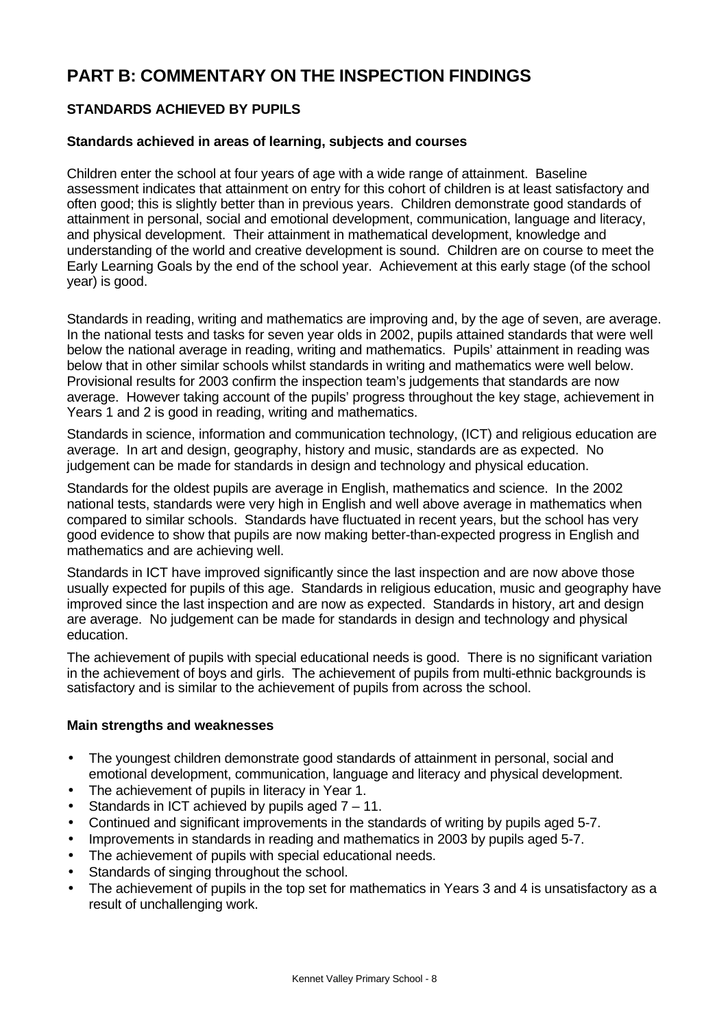# PART B: COMMENTARY ON THE INSPECTION FINDINGS

## STANDARDS ACHIEVED BY PUPILS

### Standards achieved in areas of learning, subjects and courses

Children enter the school at four years of age with a wide range of attainment. Baseline assessment indicates that attainment on entry for this cohort of children is at least satisfactory and often good; this is slightly better than in previous years. Children demonstrate good standards of attainment in personal, social and emotional development, communication, language and literacy, and physical development. Their attainment in mathematical development, knowledge and understanding of the world and creative development is sound. Children are on course to meet the Early Learning Goals by the end of the school year. Achievement at this early stage (of the school year) is good.

Standards in reading, writing and mathematics are improving and, by the age of seven, are average. In the national tests and tasks for seven year olds in 2002, pupils attained standards that were well below the national average in reading, writing and mathematics. Pupils' attainment in reading was below that in other similar schools whilst standards in writing and mathematics were well below. Provisional results for 2003 confirm the inspection team's judgements that standards are now average. However taking account of the pupils' progress throughout the key stage, achievement in Years 1 and 2 is good in reading, writing and mathematics.

Standards in science, information and communication technology, (ICT) and religious education are average. In art and design, geography, history and music, standards are as expected. No judgement can be made for standards in design and technology and physical education.

Standards for the oldest pupils are average in English, mathematics and science. In the 2002 national tests, standards were very high in English and well above average in mathematics when compared to similar schools. Standards have fluctuated in recent years, but the school has very good evidence to show that pupils are now making better-than-expected progress in English and mathematics and are achieving well.

Standards in ICT have improved significantly since the last inspection and are now above those usually expected for pupils of this age. Standards in religious education, music and geography have improved since the last inspection and are now as expected. Standards in history, art and design are average. No judgement can be made for standards in design and technology and physical education.

The achievement of pupils with special educational needs is good. There is no significant variation in the achievement of boys and girls. The achievement of pupils from multi-ethnic backgrounds is satisfactory and is similar to the achievement of pupils from across the school.

### Main strengths and weaknesses

- The youngest children demonstrate good standards of attainment in personal, social and emotional development, communication, language and literacy and physical development.
- The achievement of pupils in literacy in Year 1.
- Standards in ICT achieved by pupils aged 7 – 11.
- Continued and significant improvements in the standards of writing by pupils aged 5-7.
- Improvements in standards in reading and mathematics in 2003 by pupils aged 5-7.
- The achievement of pupils with special educational needs.
- Standards of singing throughout the school.
- The achievement of pupils in the top set for mathematics in Years 3 and 4 is unsatisfactory as a result of unchallenging work.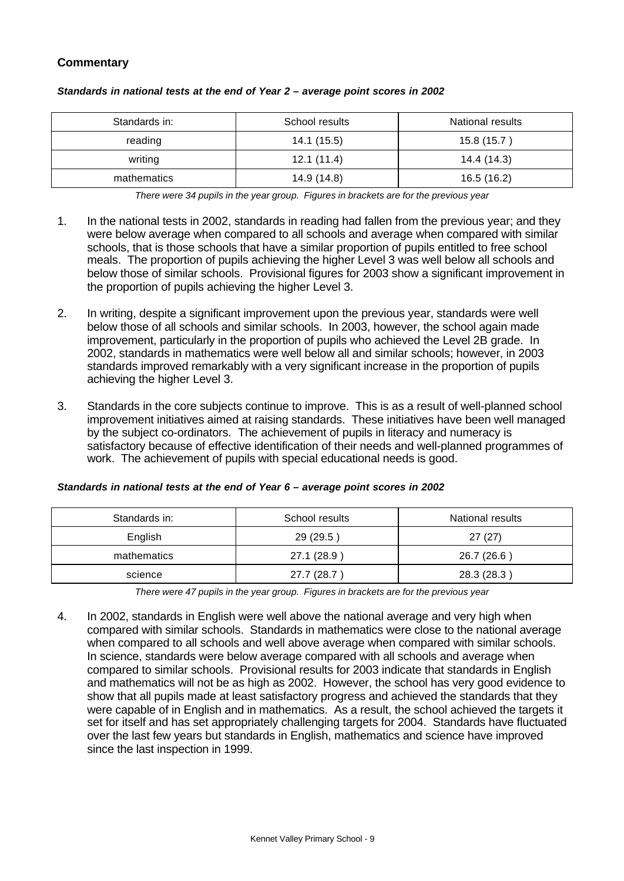## Commentary

***Standards in national tests at the end of Year 2 – average point scores in 2002***

| Standards in: | School results | National results |
|---|---|---|
| reading | 14.1 (15.5) | 15.8 (15.7 ) |
| writing | 12.1 (11.4) | 14.4 (14.3) |
| mathematics | 14.9 (14.8) | 16.5 (16.2) |

*There were 34 pupils in the year group. Figures in brackets are for the previous year*

1. In the national tests in 2002, standards in reading had fallen from the previous year; and they were below average when compared to all schools and average when compared with similar schools, that is those schools that have a similar proportion of pupils entitled to free school meals. The proportion of pupils achieving the higher Level 3 was well below all schools and below those of similar schools. Provisional figures for 2003 show a significant improvement in the proportion of pupils achieving the higher Level 3.

2. In writing, despite a significant improvement upon the previous year, standards were well below those of all schools and similar schools. In 2003, however, the school again made improvement, particularly in the proportion of pupils who achieved the Level 2B grade. In 2002, standards in mathematics were well below all and similar schools; however, in 2003 standards improved remarkably with a very significant increase in the proportion of pupils achieving the higher Level 3.

3. Standards in the core subjects continue to improve. This is as a result of well-planned school improvement initiatives aimed at raising standards. These initiatives have been well managed by the subject co-ordinators. The achievement of pupils in literacy and numeracy is satisfactory because of effective identification of their needs and well-planned programmes of work. The achievement of pupils with special educational needs is good.

***Standards in national tests at the end of Year 6 – average point scores in 2002***

| Standards in: | School results | National results |
|---|---|---|
| English | 29 (29.5 ) | 27 (27) |
| mathematics | 27.1 (28.9 ) | 26.7 (26.6 ) |
| science | 27.7 (28.7 ) | 28.3 (28.3 ) |

*There were 47 pupils in the year group. Figures in brackets are for the previous year*

4. In 2002, standards in English were well above the national average and very high when compared with similar schools. Standards in mathematics were close to the national average when compared to all schools and well above average when compared with similar schools. In science, standards were below average compared with all schools and average when compared to similar schools. Provisional results for 2003 indicate that standards in English and mathematics will not be as high as 2002. However, the school has very good evidence to show that all pupils made at least satisfactory progress and achieved the standards that they were capable of in English and in mathematics. As a result, the school achieved the targets it set for itself and has set appropriately challenging targets for 2004. Standards have fluctuated over the last few years but standards in English, mathematics and science have improved since the last inspection in 1999.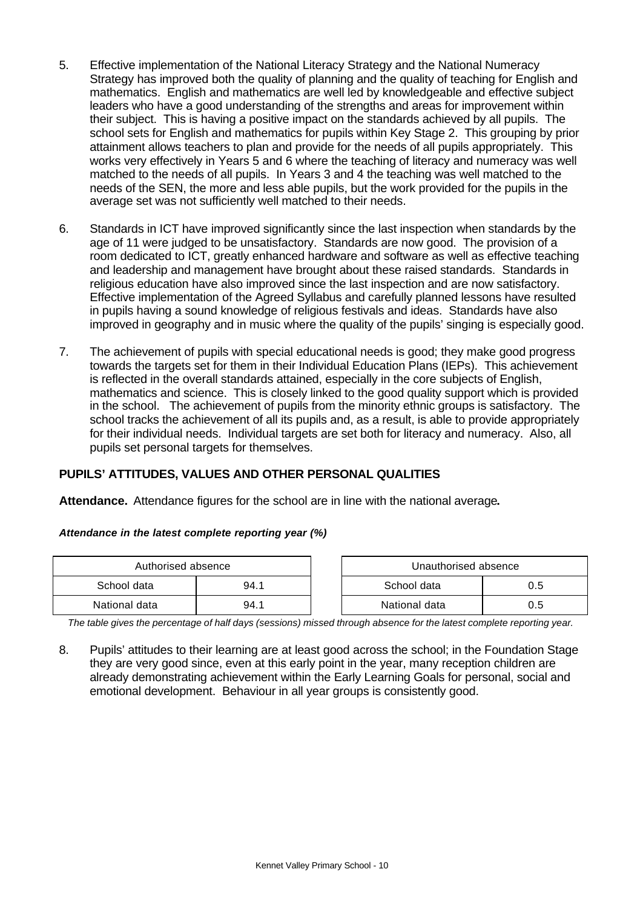5. Effective implementation of the National Literacy Strategy and the National Numeracy Strategy has improved both the quality of planning and the quality of teaching for English and mathematics. English and mathematics are well led by knowledgeable and effective subject leaders who have a good understanding of the strengths and areas for improvement within their subject. This is having a positive impact on the standards achieved by all pupils. The school sets for English and mathematics for pupils within Key Stage 2. This grouping by prior attainment allows teachers to plan and provide for the needs of all pupils appropriately. This works very effectively in Years 5 and 6 where the teaching of literacy and numeracy was well matched to the needs of all pupils. In Years 3 and 4 the teaching was well matched to the needs of the SEN, the more and less able pupils, but the work provided for the pupils in the average set was not sufficiently well matched to their needs.

6. Standards in ICT have improved significantly since the last inspection when standards by the age of 11 were judged to be unsatisfactory. Standards are now good. The provision of a room dedicated to ICT, greatly enhanced hardware and software as well as effective teaching and leadership and management have brought about these raised standards. Standards in religious education have also improved since the last inspection and are now satisfactory. Effective implementation of the Agreed Syllabus and carefully planned lessons have resulted in pupils having a sound knowledge of religious festivals and ideas. Standards have also improved in geography and in music where the quality of the pupils' singing is especially good.

7. The achievement of pupils with special educational needs is good; they make good progress towards the targets set for them in their Individual Education Plans (IEPs). This achievement is reflected in the overall standards attained, especially in the core subjects of English, mathematics and science. This is closely linked to the good quality support which is provided in the school. The achievement of pupils from the minority ethnic groups is satisfactory. The school tracks the achievement of all its pupils and, as a result, is able to provide appropriately for their individual needs. Individual targets are set both for literacy and numeracy. Also, all pupils set personal targets for themselves.

## PUPILS' ATTITUDES, VALUES AND OTHER PERSONAL QUALITIES

**Attendance.** Attendance figures for the school are in line with the national average**.**

***Attendance in the latest complete reporting year (%)***

| Authorised absence | |
|---|---|
| School data | 94.1 |
| National data | 94.1 |

| Unauthorised absence | |
|---|---|
| School data | 0.5 |
| National data | 0.5 |

*The table gives the percentage of half days (sessions) missed through absence for the latest complete reporting year.*

8. Pupils' attitudes to their learning are at least good across the school; in the Foundation Stage they are very good since, even at this early point in the year, many reception children are already demonstrating achievement within the Early Learning Goals for personal, social and emotional development. Behaviour in all year groups is consistently good.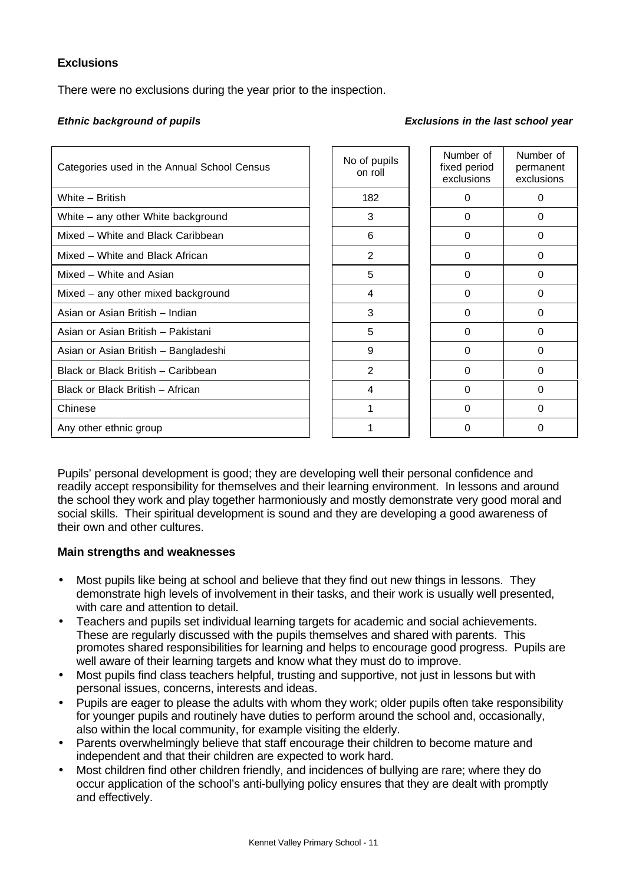**Exclusions**

There were no exclusions during the year prior to the inspection.

***Ethnic background of pupils*** ***Exclusions in the last school year***

| Categories used in the Annual School Census | No of pupils on roll | Number of fixed period exclusions | Number of permanent exclusions |
|---|---|---|---|
| White – British | 182 | 0 | 0 |
| White – any other White background | 3 | 0 | 0 |
| Mixed – White and Black Caribbean | 6 | 0 | 0 |
| Mixed – White and Black African | 2 | 0 | 0 |
| Mixed – White and Asian | 5 | 0 | 0 |
| Mixed – any other mixed background | 4 | 0 | 0 |
| Asian or Asian British – Indian | 3 | 0 | 0 |
| Asian or Asian British – Pakistani | 5 | 0 | 0 |
| Asian or Asian British – Bangladeshi | 9 | 0 | 0 |
| Black or Black British – Caribbean | 2 | 0 | 0 |
| Black or Black British – African | 4 | 0 | 0 |
| Chinese | 1 | 0 | 0 |
| Any other ethnic group | 1 | 0 | 0 |

Pupils' personal development is good; they are developing well their personal confidence and readily accept responsibility for themselves and their learning environment. In lessons and around the school they work and play together harmoniously and mostly demonstrate very good moral and social skills. Their spiritual development is sound and they are developing a good awareness of their own and other cultures.

**Main strengths and weaknesses**

- Most pupils like being at school and believe that they find out new things in lessons. They demonstrate high levels of involvement in their tasks, and their work is usually well presented, with care and attention to detail.
- Teachers and pupils set individual learning targets for academic and social achievements. These are regularly discussed with the pupils themselves and shared with parents. This promotes shared responsibilities for learning and helps to encourage good progress. Pupils are well aware of their learning targets and know what they must do to improve.
- Most pupils find class teachers helpful, trusting and supportive, not just in lessons but with personal issues, concerns, interests and ideas.
- Pupils are eager to please the adults with whom they work; older pupils often take responsibility for younger pupils and routinely have duties to perform around the school and, occasionally, also within the local community, for example visiting the elderly.
- Parents overwhelmingly believe that staff encourage their children to become mature and independent and that their children are expected to work hard.
- Most children find other children friendly, and incidences of bullying are rare; where they do occur application of the school's anti-bullying policy ensures that they are dealt with promptly and effectively.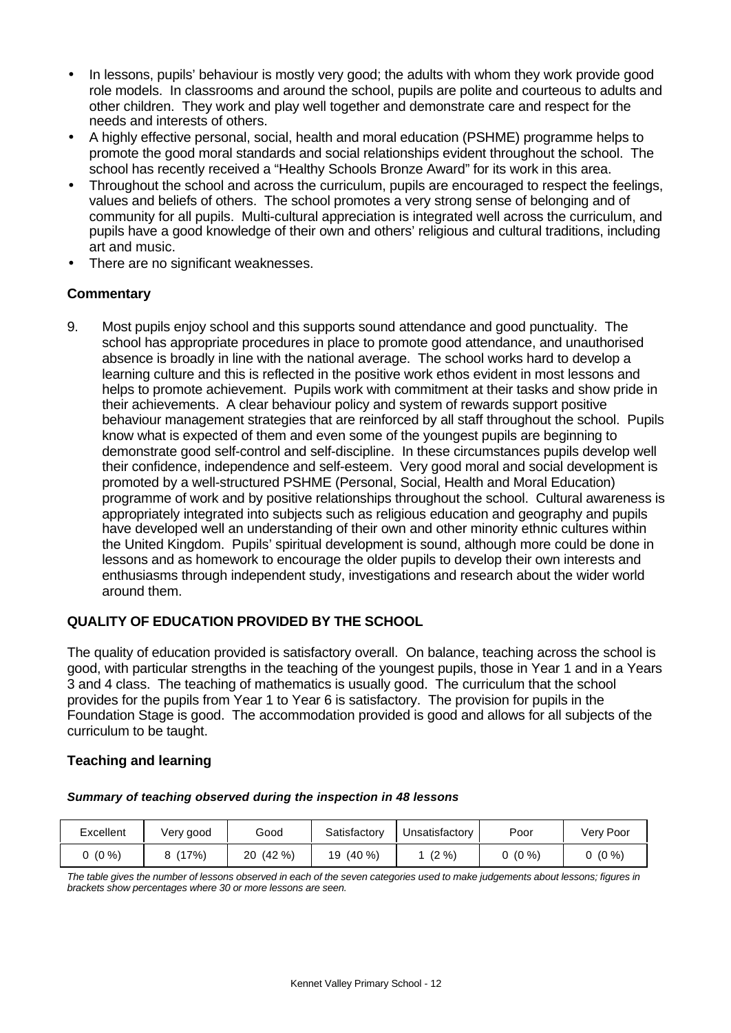- In lessons, pupils' behaviour is mostly very good; the adults with whom they work provide good role models. In classrooms and around the school, pupils are polite and courteous to adults and other children. They work and play well together and demonstrate care and respect for the needs and interests of others.
- A highly effective personal, social, health and moral education (PSHME) programme helps to promote the good moral standards and social relationships evident throughout the school. The school has recently received a "Healthy Schools Bronze Award" for its work in this area.
- Throughout the school and across the curriculum, pupils are encouraged to respect the feelings, values and beliefs of others. The school promotes a very strong sense of belonging and of community for all pupils. Multi-cultural appreciation is integrated well across the curriculum, and pupils have a good knowledge of their own and others' religious and cultural traditions, including art and music.
- There are no significant weaknesses.

### Commentary

9. Most pupils enjoy school and this supports sound attendance and good punctuality. The school has appropriate procedures in place to promote good attendance, and unauthorised absence is broadly in line with the national average. The school works hard to develop a learning culture and this is reflected in the positive work ethos evident in most lessons and helps to promote achievement. Pupils work with commitment at their tasks and show pride in their achievements. A clear behaviour policy and system of rewards support positive behaviour management strategies that are reinforced by all staff throughout the school. Pupils know what is expected of them and even some of the youngest pupils are beginning to demonstrate good self-control and self-discipline. In these circumstances pupils develop well their confidence, independence and self-esteem. Very good moral and social development is promoted by a well-structured PSHME (Personal, Social, Health and Moral Education) programme of work and by positive relationships throughout the school. Cultural awareness is appropriately integrated into subjects such as religious education and geography and pupils have developed well an understanding of their own and other minority ethnic cultures within the United Kingdom. Pupils' spiritual development is sound, although more could be done in lessons and as homework to encourage the older pupils to develop their own interests and enthusiasms through independent study, investigations and research about the wider world around them.

## QUALITY OF EDUCATION PROVIDED BY THE SCHOOL

The quality of education provided is satisfactory overall. On balance, teaching across the school is good, with particular strengths in the teaching of the youngest pupils, those in Year 1 and in a Years 3 and 4 class. The teaching of mathematics is usually good. The curriculum that the school provides for the pupils from Year 1 to Year 6 is satisfactory. The provision for pupils in the Foundation Stage is good. The accommodation provided is good and allows for all subjects of the curriculum to be taught.

### Teaching and learning

***Summary of teaching observed during the inspection in 48 lessons***

| Excellent | Very good | Good | Satisfactory | Unsatisfactory | Poor | Very Poor |
|---|---|---|---|---|---|---|
| 0 (0 %) | 8 (17%) | 20 (42 %) | 19 (40 %) | 1 (2 %) | 0 (0 %) | 0 (0 %) |

*The table gives the number of lessons observed in each of the seven categories used to make judgements about lessons; figures in brackets show percentages where 30 or more lessons are seen.*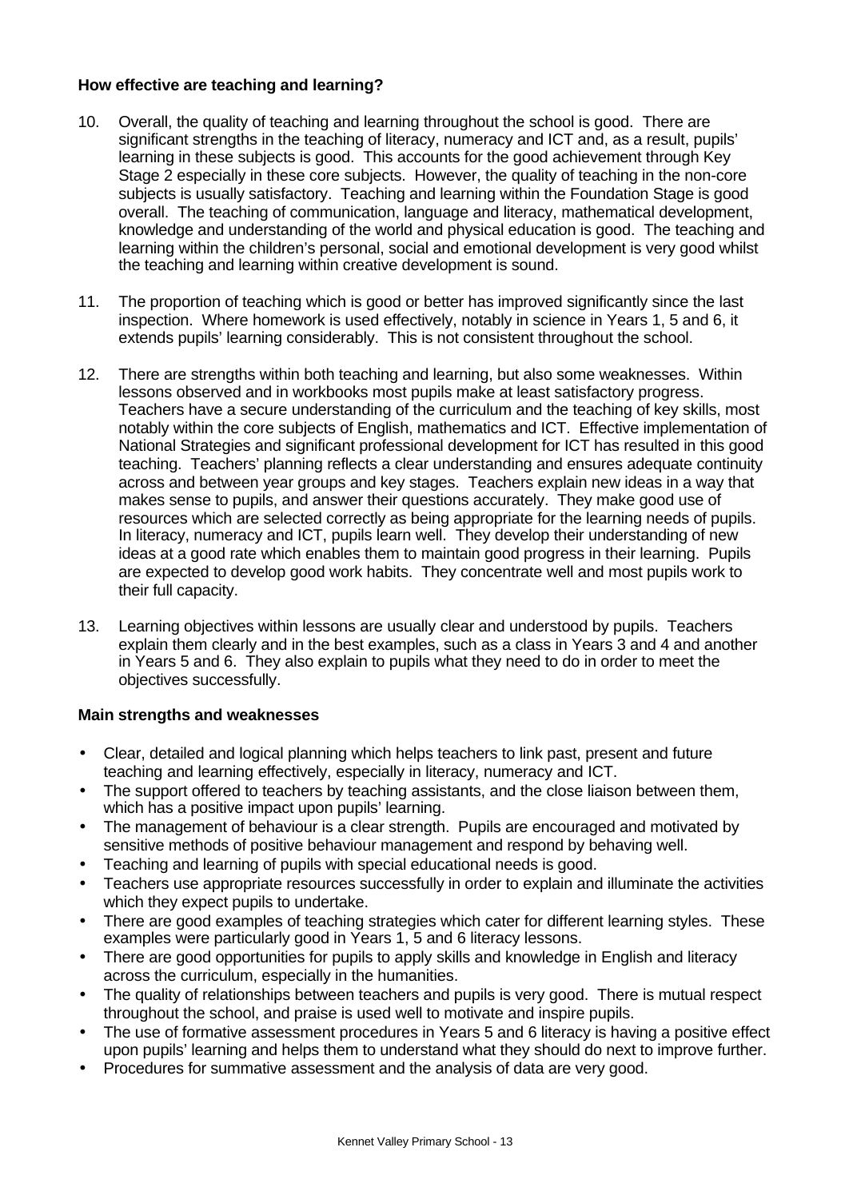### How effective are teaching and learning?

10. Overall, the quality of teaching and learning throughout the school is good. There are significant strengths in the teaching of literacy, numeracy and ICT and, as a result, pupils' learning in these subjects is good. This accounts for the good achievement through Key Stage 2 especially in these core subjects. However, the quality of teaching in the non-core subjects is usually satisfactory. Teaching and learning within the Foundation Stage is good overall. The teaching of communication, language and literacy, mathematical development, knowledge and understanding of the world and physical education is good. The teaching and learning within the children's personal, social and emotional development is very good whilst the teaching and learning within creative development is sound.

11. The proportion of teaching which is good or better has improved significantly since the last inspection. Where homework is used effectively, notably in science in Years 1, 5 and 6, it extends pupils' learning considerably. This is not consistent throughout the school.

12. There are strengths within both teaching and learning, but also some weaknesses. Within lessons observed and in workbooks most pupils make at least satisfactory progress. Teachers have a secure understanding of the curriculum and the teaching of key skills, most notably within the core subjects of English, mathematics and ICT. Effective implementation of National Strategies and significant professional development for ICT has resulted in this good teaching. Teachers' planning reflects a clear understanding and ensures adequate continuity across and between year groups and key stages. Teachers explain new ideas in a way that makes sense to pupils, and answer their questions accurately. They make good use of resources which are selected correctly as being appropriate for the learning needs of pupils. In literacy, numeracy and ICT, pupils learn well. They develop their understanding of new ideas at a good rate which enables them to maintain good progress in their learning. Pupils are expected to develop good work habits. They concentrate well and most pupils work to their full capacity.

13. Learning objectives within lessons are usually clear and understood by pupils. Teachers explain them clearly and in the best examples, such as a class in Years 3 and 4 and another in Years 5 and 6. They also explain to pupils what they need to do in order to meet the objectives successfully.

### Main strengths and weaknesses

- Clear, detailed and logical planning which helps teachers to link past, present and future teaching and learning effectively, especially in literacy, numeracy and ICT.
- The support offered to teachers by teaching assistants, and the close liaison between them, which has a positive impact upon pupils' learning.
- The management of behaviour is a clear strength. Pupils are encouraged and motivated by sensitive methods of positive behaviour management and respond by behaving well.
- Teaching and learning of pupils with special educational needs is good.
- Teachers use appropriate resources successfully in order to explain and illuminate the activities which they expect pupils to undertake.
- There are good examples of teaching strategies which cater for different learning styles. These examples were particularly good in Years 1, 5 and 6 literacy lessons.
- There are good opportunities for pupils to apply skills and knowledge in English and literacy across the curriculum, especially in the humanities.
- The quality of relationships between teachers and pupils is very good. There is mutual respect throughout the school, and praise is used well to motivate and inspire pupils.
- The use of formative assessment procedures in Years 5 and 6 literacy is having a positive effect upon pupils' learning and helps them to understand what they should do next to improve further.
- Procedures for summative assessment and the analysis of data are very good.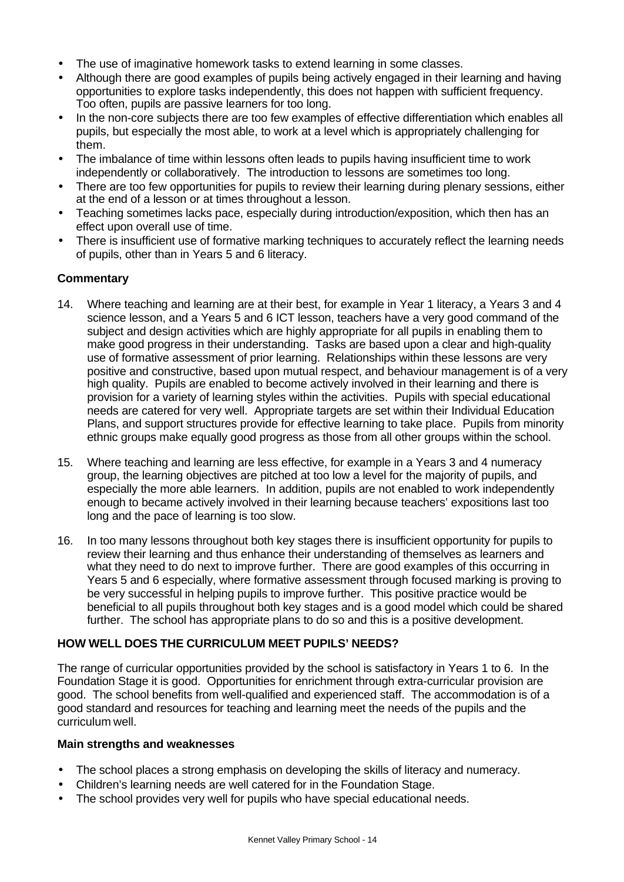- The use of imaginative homework tasks to extend learning in some classes.
- Although there are good examples of pupils being actively engaged in their learning and having opportunities to explore tasks independently, this does not happen with sufficient frequency. Too often, pupils are passive learners for too long.
- In the non-core subjects there are too few examples of effective differentiation which enables all pupils, but especially the most able, to work at a level which is appropriately challenging for them.
- The imbalance of time within lessons often leads to pupils having insufficient time to work independently or collaboratively. The introduction to lessons are sometimes too long.
- There are too few opportunities for pupils to review their learning during plenary sessions, either at the end of a lesson or at times throughout a lesson.
- Teaching sometimes lacks pace, especially during introduction/exposition, which then has an effect upon overall use of time.
- There is insufficient use of formative marking techniques to accurately reflect the learning needs of pupils, other than in Years 5 and 6 literacy.

**Commentary**

14. Where teaching and learning are at their best, for example in Year 1 literacy, a Years 3 and 4 science lesson, and a Years 5 and 6 ICT lesson, teachers have a very good command of the subject and design activities which are highly appropriate for all pupils in enabling them to make good progress in their understanding. Tasks are based upon a clear and high-quality use of formative assessment of prior learning. Relationships within these lessons are very positive and constructive, based upon mutual respect, and behaviour management is of a very high quality. Pupils are enabled to become actively involved in their learning and there is provision for a variety of learning styles within the activities. Pupils with special educational needs are catered for very well. Appropriate targets are set within their Individual Education Plans, and support structures provide for effective learning to take place. Pupils from minority ethnic groups make equally good progress as those from all other groups within the school.

15. Where teaching and learning are less effective, for example in a Years 3 and 4 numeracy group, the learning objectives are pitched at too low a level for the majority of pupils, and especially the more able learners. In addition, pupils are not enabled to work independently enough to became actively involved in their learning because teachers' expositions last too long and the pace of learning is too slow.

16. In too many lessons throughout both key stages there is insufficient opportunity for pupils to review their learning and thus enhance their understanding of themselves as learners and what they need to do next to improve further. There are good examples of this occurring in Years 5 and 6 especially, where formative assessment through focused marking is proving to be very successful in helping pupils to improve further. This positive practice would be beneficial to all pupils throughout both key stages and is a good model which could be shared further. The school has appropriate plans to do so and this is a positive development.

**HOW WELL DOES THE CURRICULUM MEET PUPILS' NEEDS?**

The range of curricular opportunities provided by the school is satisfactory in Years 1 to 6. In the Foundation Stage it is good. Opportunities for enrichment through extra-curricular provision are good. The school benefits from well-qualified and experienced staff. The accommodation is of a good standard and resources for teaching and learning meet the needs of the pupils and the curriculum well.

**Main strengths and weaknesses**

- The school places a strong emphasis on developing the skills of literacy and numeracy.
- Children's learning needs are well catered for in the Foundation Stage.
- The school provides very well for pupils who have special educational needs.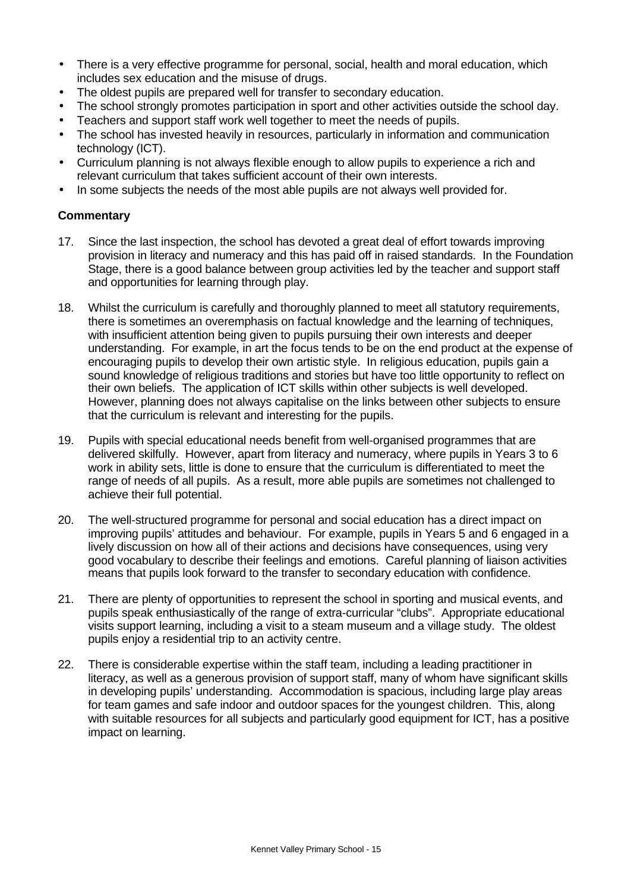- There is a very effective programme for personal, social, health and moral education, which includes sex education and the misuse of drugs.
- The oldest pupils are prepared well for transfer to secondary education.
- The school strongly promotes participation in sport and other activities outside the school day.
- Teachers and support staff work well together to meet the needs of pupils.
- The school has invested heavily in resources, particularly in information and communication technology (ICT).
- Curriculum planning is not always flexible enough to allow pupils to experience a rich and relevant curriculum that takes sufficient account of their own interests.
- In some subjects the needs of the most able pupils are not always well provided for.

**Commentary**

17. Since the last inspection, the school has devoted a great deal of effort towards improving provision in literacy and numeracy and this has paid off in raised standards. In the Foundation Stage, there is a good balance between group activities led by the teacher and support staff and opportunities for learning through play.

18. Whilst the curriculum is carefully and thoroughly planned to meet all statutory requirements, there is sometimes an overemphasis on factual knowledge and the learning of techniques, with insufficient attention being given to pupils pursuing their own interests and deeper understanding. For example, in art the focus tends to be on the end product at the expense of encouraging pupils to develop their own artistic style. In religious education, pupils gain a sound knowledge of religious traditions and stories but have too little opportunity to reflect on their own beliefs. The application of ICT skills within other subjects is well developed. However, planning does not always capitalise on the links between other subjects to ensure that the curriculum is relevant and interesting for the pupils.

19. Pupils with special educational needs benefit from well-organised programmes that are delivered skilfully. However, apart from literacy and numeracy, where pupils in Years 3 to 6 work in ability sets, little is done to ensure that the curriculum is differentiated to meet the range of needs of all pupils. As a result, more able pupils are sometimes not challenged to achieve their full potential.

20. The well-structured programme for personal and social education has a direct impact on improving pupils' attitudes and behaviour. For example, pupils in Years 5 and 6 engaged in a lively discussion on how all of their actions and decisions have consequences, using very good vocabulary to describe their feelings and emotions. Careful planning of liaison activities means that pupils look forward to the transfer to secondary education with confidence.

21. There are plenty of opportunities to represent the school in sporting and musical events, and pupils speak enthusiastically of the range of extra-curricular "clubs". Appropriate educational visits support learning, including a visit to a steam museum and a village study. The oldest pupils enjoy a residential trip to an activity centre.

22. There is considerable expertise within the staff team, including a leading practitioner in literacy, as well as a generous provision of support staff, many of whom have significant skills in developing pupils' understanding. Accommodation is spacious, including large play areas for team games and safe indoor and outdoor spaces for the youngest children. This, along with suitable resources for all subjects and particularly good equipment for ICT, has a positive impact on learning.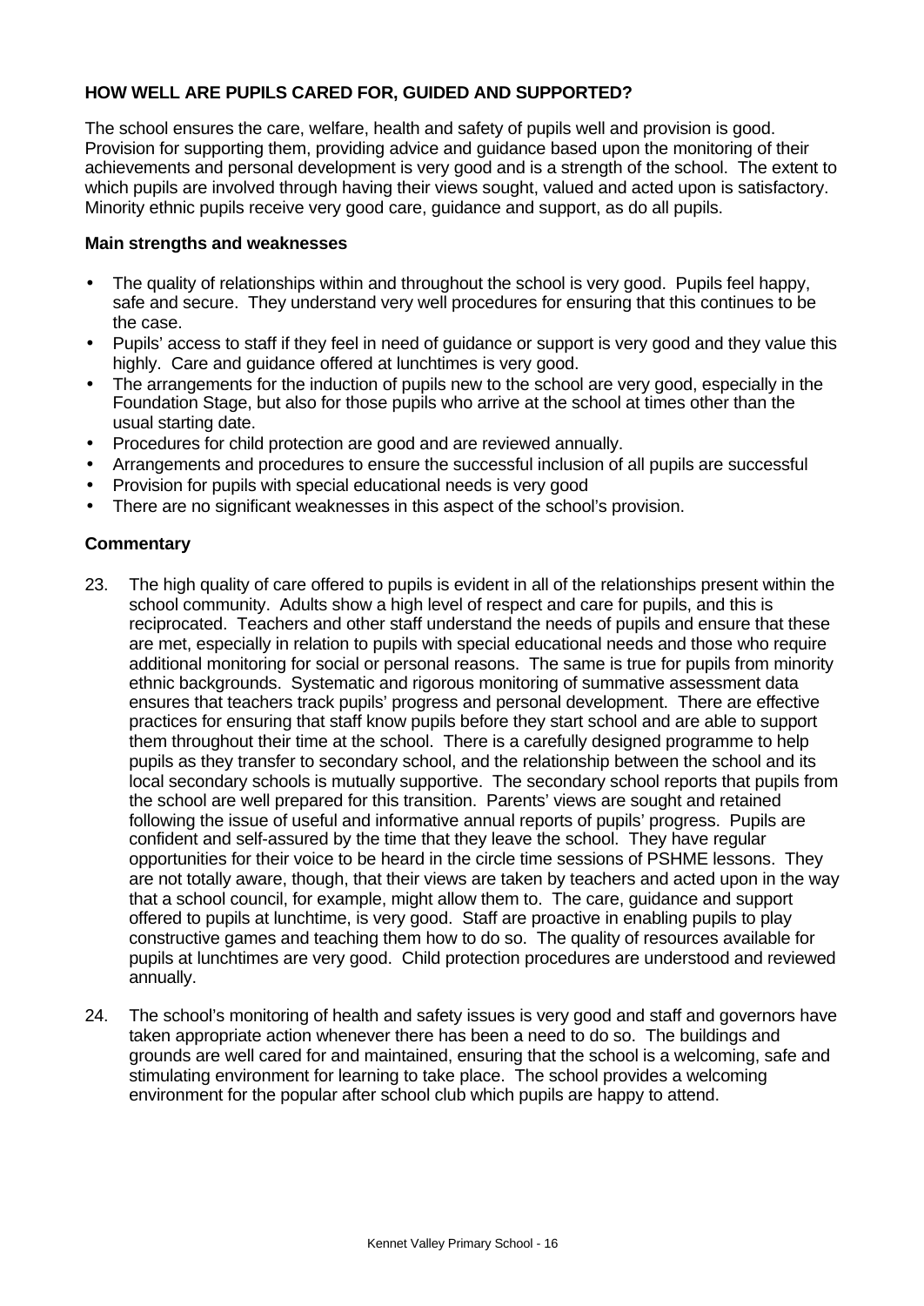## HOW WELL ARE PUPILS CARED FOR, GUIDED AND SUPPORTED?

The school ensures the care, welfare, health and safety of pupils well and provision is good. Provision for supporting them, providing advice and guidance based upon the monitoring of their achievements and personal development is very good and is a strength of the school. The extent to which pupils are involved through having their views sought, valued and acted upon is satisfactory. Minority ethnic pupils receive very good care, guidance and support, as do all pupils.

### Main strengths and weaknesses

- The quality of relationships within and throughout the school is very good. Pupils feel happy, safe and secure. They understand very well procedures for ensuring that this continues to be the case.
- Pupils' access to staff if they feel in need of guidance or support is very good and they value this highly. Care and guidance offered at lunchtimes is very good.
- The arrangements for the induction of pupils new to the school are very good, especially in the Foundation Stage, but also for those pupils who arrive at the school at times other than the usual starting date.
- Procedures for child protection are good and are reviewed annually.
- Arrangements and procedures to ensure the successful inclusion of all pupils are successful
- Provision for pupils with special educational needs is very good
- There are no significant weaknesses in this aspect of the school's provision.

### Commentary

23. The high quality of care offered to pupils is evident in all of the relationships present within the school community. Adults show a high level of respect and care for pupils, and this is reciprocated. Teachers and other staff understand the needs of pupils and ensure that these are met, especially in relation to pupils with special educational needs and those who require additional monitoring for social or personal reasons. The same is true for pupils from minority ethnic backgrounds. Systematic and rigorous monitoring of summative assessment data ensures that teachers track pupils' progress and personal development. There are effective practices for ensuring that staff know pupils before they start school and are able to support them throughout their time at the school. There is a carefully designed programme to help pupils as they transfer to secondary school, and the relationship between the school and its local secondary schools is mutually supportive. The secondary school reports that pupils from the school are well prepared for this transition. Parents' views are sought and retained following the issue of useful and informative annual reports of pupils' progress. Pupils are confident and self-assured by the time that they leave the school. They have regular opportunities for their voice to be heard in the circle time sessions of PSHME lessons. They are not totally aware, though, that their views are taken by teachers and acted upon in the way that a school council, for example, might allow them to. The care, guidance and support offered to pupils at lunchtime, is very good. Staff are proactive in enabling pupils to play constructive games and teaching them how to do so. The quality of resources available for pupils at lunchtimes are very good. Child protection procedures are understood and reviewed annually.

24. The school's monitoring of health and safety issues is very good and staff and governors have taken appropriate action whenever there has been a need to do so. The buildings and grounds are well cared for and maintained, ensuring that the school is a welcoming, safe and stimulating environment for learning to take place. The school provides a welcoming environment for the popular after school club which pupils are happy to attend.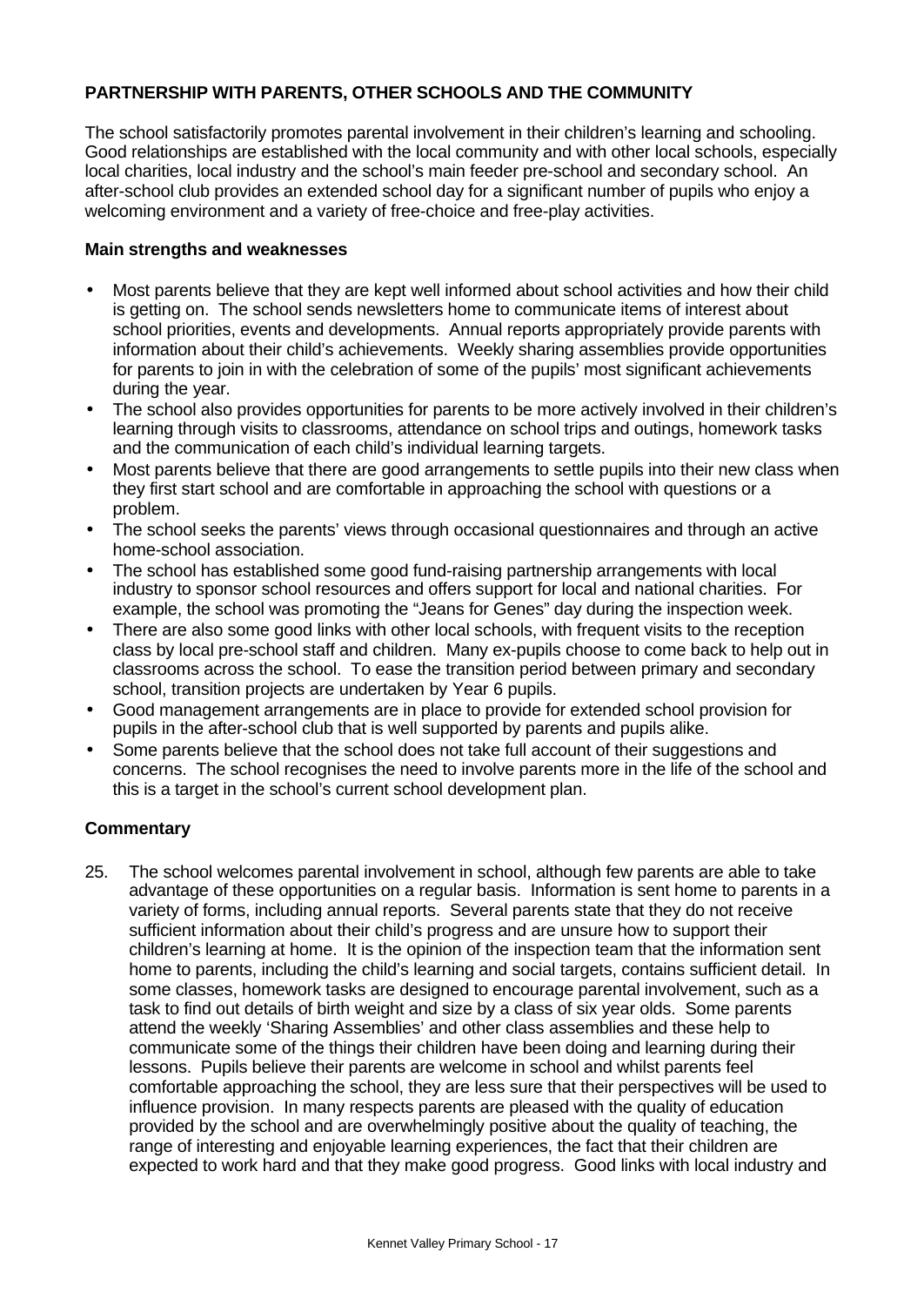## PARTNERSHIP WITH PARENTS, OTHER SCHOOLS AND THE COMMUNITY

The school satisfactorily promotes parental involvement in their children's learning and schooling. Good relationships are established with the local community and with other local schools, especially local charities, local industry and the school's main feeder pre-school and secondary school. An after-school club provides an extended school day for a significant number of pupils who enjoy a welcoming environment and a variety of free-choice and free-play activities.

### Main strengths and weaknesses

- Most parents believe that they are kept well informed about school activities and how their child is getting on. The school sends newsletters home to communicate items of interest about school priorities, events and developments. Annual reports appropriately provide parents with information about their child's achievements. Weekly sharing assemblies provide opportunities for parents to join in with the celebration of some of the pupils' most significant achievements during the year.
- The school also provides opportunities for parents to be more actively involved in their children's learning through visits to classrooms, attendance on school trips and outings, homework tasks and the communication of each child's individual learning targets.
- Most parents believe that there are good arrangements to settle pupils into their new class when they first start school and are comfortable in approaching the school with questions or a problem.
- The school seeks the parents' views through occasional questionnaires and through an active home-school association.
- The school has established some good fund-raising partnership arrangements with local industry to sponsor school resources and offers support for local and national charities. For example, the school was promoting the "Jeans for Genes" day during the inspection week.
- There are also some good links with other local schools, with frequent visits to the reception class by local pre-school staff and children. Many ex-pupils choose to come back to help out in classrooms across the school. To ease the transition period between primary and secondary school, transition projects are undertaken by Year 6 pupils.
- Good management arrangements are in place to provide for extended school provision for pupils in the after-school club that is well supported by parents and pupils alike.
- Some parents believe that the school does not take full account of their suggestions and concerns. The school recognises the need to involve parents more in the life of the school and this is a target in the school's current school development plan.

### Commentary

25. The school welcomes parental involvement in school, although few parents are able to take advantage of these opportunities on a regular basis. Information is sent home to parents in a variety of forms, including annual reports. Several parents state that they do not receive sufficient information about their child's progress and are unsure how to support their children's learning at home. It is the opinion of the inspection team that the information sent home to parents, including the child's learning and social targets, contains sufficient detail. In some classes, homework tasks are designed to encourage parental involvement, such as a task to find out details of birth weight and size by a class of six year olds. Some parents attend the weekly 'Sharing Assemblies' and other class assemblies and these help to communicate some of the things their children have been doing and learning during their lessons. Pupils believe their parents are welcome in school and whilst parents feel comfortable approaching the school, they are less sure that their perspectives will be used to influence provision. In many respects parents are pleased with the quality of education provided by the school and are overwhelmingly positive about the quality of teaching, the range of interesting and enjoyable learning experiences, the fact that their children are expected to work hard and that they make good progress. Good links with local industry and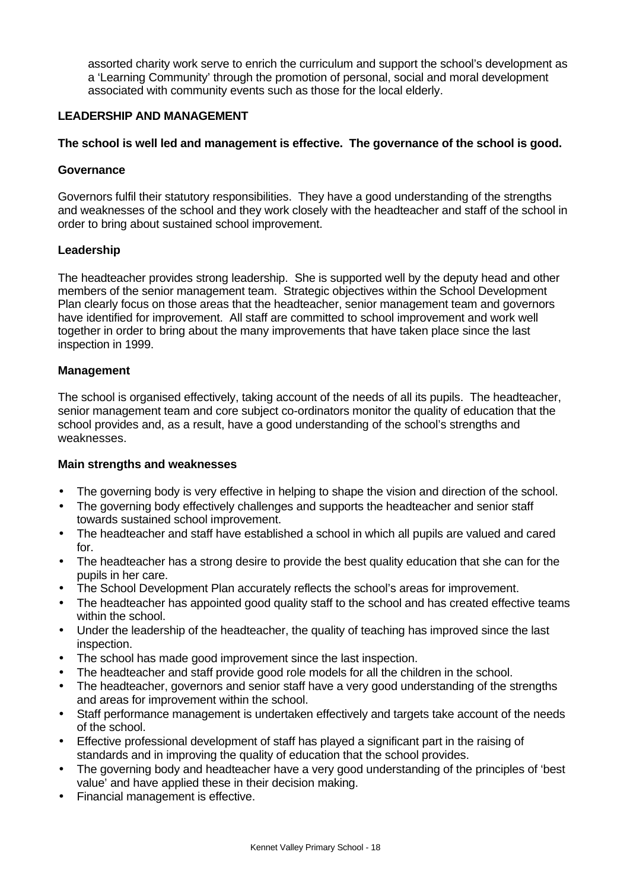assorted charity work serve to enrich the curriculum and support the school's development as a 'Learning Community' through the promotion of personal, social and moral development associated with community events such as those for the local elderly.

## LEADERSHIP AND MANAGEMENT

**The school is well led and management is effective. The governance of the school is good.**

### Governance

Governors fulfil their statutory responsibilities. They have a good understanding of the strengths and weaknesses of the school and they work closely with the headteacher and staff of the school in order to bring about sustained school improvement.

### Leadership

The headteacher provides strong leadership. She is supported well by the deputy head and other members of the senior management team. Strategic objectives within the School Development Plan clearly focus on those areas that the headteacher, senior management team and governors have identified for improvement. All staff are committed to school improvement and work well together in order to bring about the many improvements that have taken place since the last inspection in 1999.

### Management

The school is organised effectively, taking account of the needs of all its pupils. The headteacher, senior management team and core subject co-ordinators monitor the quality of education that the school provides and, as a result, have a good understanding of the school's strengths and weaknesses.

### Main strengths and weaknesses

- The governing body is very effective in helping to shape the vision and direction of the school.
- The governing body effectively challenges and supports the headteacher and senior staff towards sustained school improvement.
- The headteacher and staff have established a school in which all pupils are valued and cared for.
- The headteacher has a strong desire to provide the best quality education that she can for the pupils in her care.
- The School Development Plan accurately reflects the school's areas for improvement.
- The headteacher has appointed good quality staff to the school and has created effective teams within the school.
- Under the leadership of the headteacher, the quality of teaching has improved since the last inspection.
- The school has made good improvement since the last inspection.
- The headteacher and staff provide good role models for all the children in the school.
- The headteacher, governors and senior staff have a very good understanding of the strengths and areas for improvement within the school.
- Staff performance management is undertaken effectively and targets take account of the needs of the school.
- Effective professional development of staff has played a significant part in the raising of standards and in improving the quality of education that the school provides.
- The governing body and headteacher have a very good understanding of the principles of 'best value' and have applied these in their decision making.
- Financial management is effective.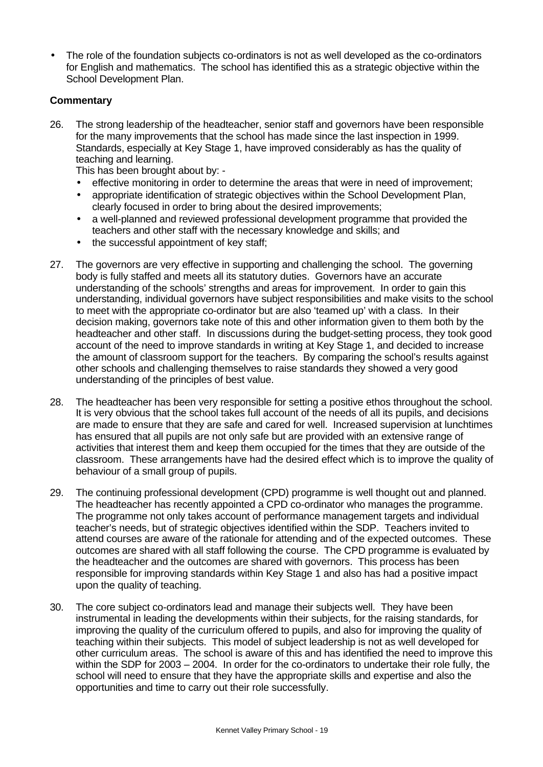- The role of the foundation subjects co-ordinators is not as well developed as the co-ordinators for English and mathematics. The school has identified this as a strategic objective within the School Development Plan.

**Commentary**

26. The strong leadership of the headteacher, senior staff and governors have been responsible for the many improvements that the school has made since the last inspection in 1999. Standards, especially at Key Stage 1, have improved considerably as has the quality of teaching and learning.
    This has been brought about by: -
    - effective monitoring in order to determine the areas that were in need of improvement;
    - appropriate identification of strategic objectives within the School Development Plan, clearly focused in order to bring about the desired improvements;
    - a well-planned and reviewed professional development programme that provided the teachers and other staff with the necessary knowledge and skills; and
    - the successful appointment of key staff;

27. The governors are very effective in supporting and challenging the school. The governing body is fully staffed and meets all its statutory duties. Governors have an accurate understanding of the schools' strengths and areas for improvement. In order to gain this understanding, individual governors have subject responsibilities and make visits to the school to meet with the appropriate co-ordinator but are also 'teamed up' with a class. In their decision making, governors take note of this and other information given to them both by the headteacher and other staff. In discussions during the budget-setting process, they took good account of the need to improve standards in writing at Key Stage 1, and decided to increase the amount of classroom support for the teachers. By comparing the school's results against other schools and challenging themselves to raise standards they showed a very good understanding of the principles of best value.

28. The headteacher has been very responsible for setting a positive ethos throughout the school. It is very obvious that the school takes full account of the needs of all its pupils, and decisions are made to ensure that they are safe and cared for well. Increased supervision at lunchtimes has ensured that all pupils are not only safe but are provided with an extensive range of activities that interest them and keep them occupied for the times that they are outside of the classroom. These arrangements have had the desired effect which is to improve the quality of behaviour of a small group of pupils.

29. The continuing professional development (CPD) programme is well thought out and planned. The headteacher has recently appointed a CPD co-ordinator who manages the programme. The programme not only takes account of performance management targets and individual teacher's needs, but of strategic objectives identified within the SDP. Teachers invited to attend courses are aware of the rationale for attending and of the expected outcomes. These outcomes are shared with all staff following the course. The CPD programme is evaluated by the headteacher and the outcomes are shared with governors. This process has been responsible for improving standards within Key Stage 1 and also has had a positive impact upon the quality of teaching.

30. The core subject co-ordinators lead and manage their subjects well. They have been instrumental in leading the developments within their subjects, for the raising standards, for improving the quality of the curriculum offered to pupils, and also for improving the quality of teaching within their subjects. This model of subject leadership is not as well developed for other curriculum areas. The school is aware of this and has identified the need to improve this within the SDP for 2003 – 2004. In order for the co-ordinators to undertake their role fully, the school will need to ensure that they have the appropriate skills and expertise and also the opportunities and time to carry out their role successfully.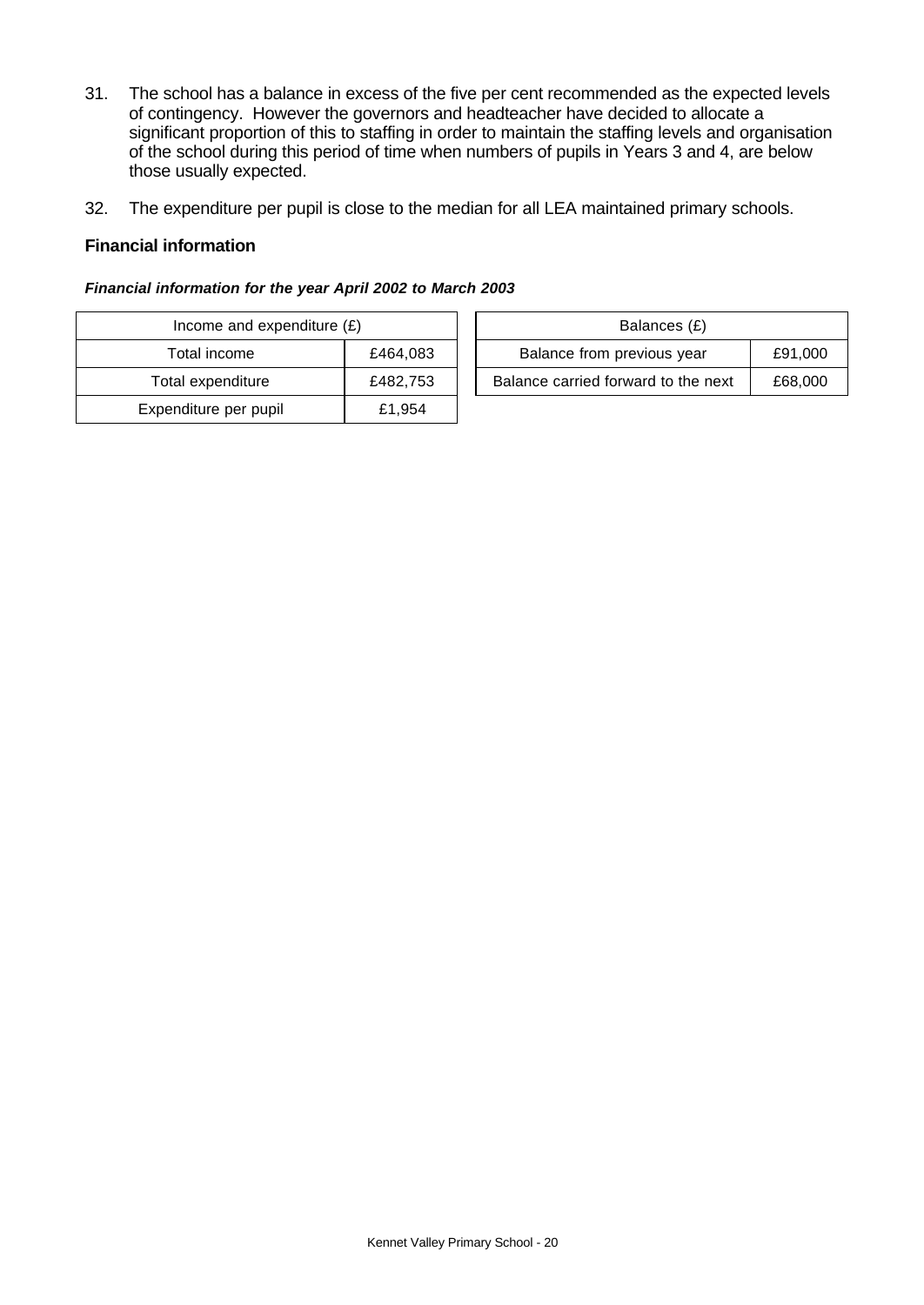31. The school has a balance in excess of the five per cent recommended as the expected levels of contingency. However the governors and headteacher have decided to allocate a significant proportion of this to staffing in order to maintain the staffing levels and organisation of the school during this period of time when numbers of pupils in Years 3 and 4, are below those usually expected.

32. The expenditure per pupil is close to the median for all LEA maintained primary schools.

**Financial information**

***Financial information for the year April 2002 to March 2003***

| Income and expenditure (£) | |
|---|---|
| Total income | £464,083 |
| Total expenditure | £482,753 |
| Expenditure per pupil | £1,954 |

| Balances (£) | |
|---|---|
| Balance from previous year | £91,000 |
| Balance carried forward to the next | £68,000 |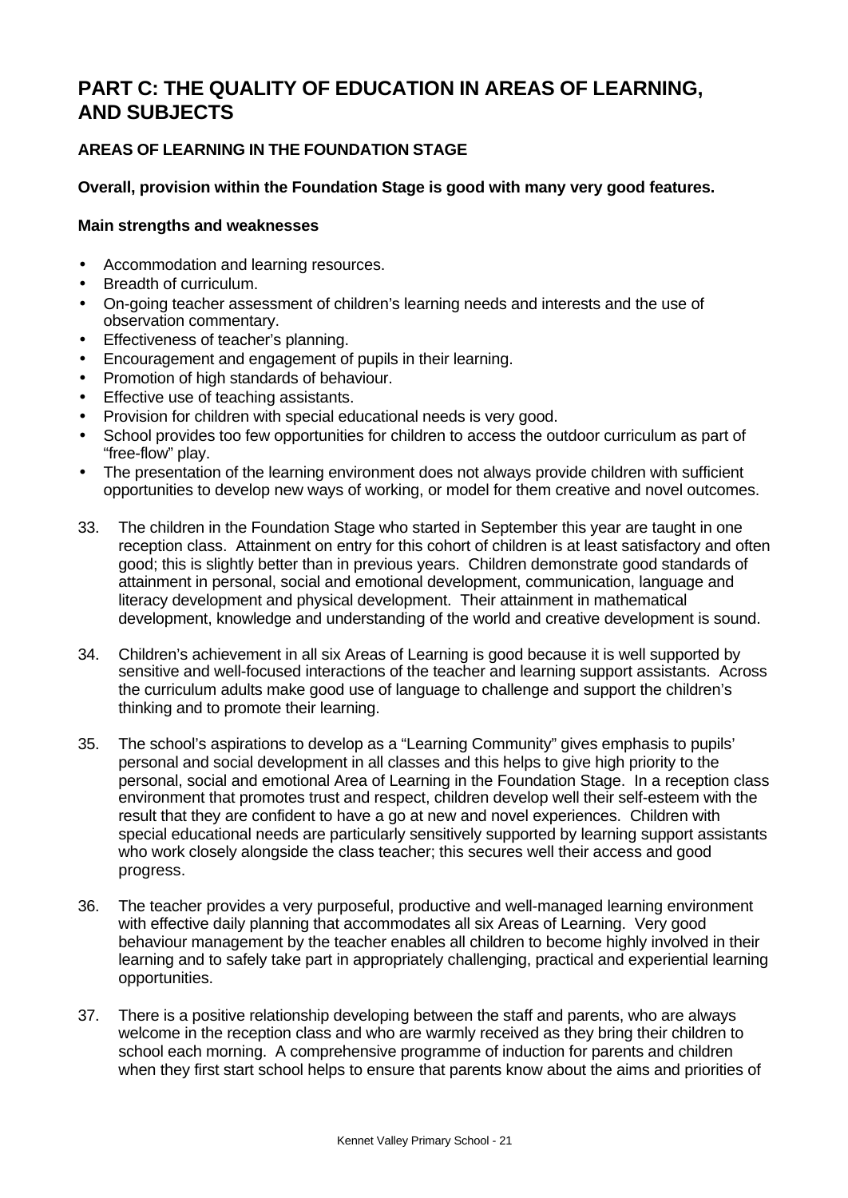# PART C: THE QUALITY OF EDUCATION IN AREAS OF LEARNING, AND SUBJECTS

## AREAS OF LEARNING IN THE FOUNDATION STAGE

**Overall, provision within the Foundation Stage is good with many very good features.**

**Main strengths and weaknesses**

- Accommodation and learning resources.
- Breadth of curriculum.
- On-going teacher assessment of children's learning needs and interests and the use of observation commentary.
- Effectiveness of teacher's planning.
- Encouragement and engagement of pupils in their learning.
- Promotion of high standards of behaviour.
- Effective use of teaching assistants.
- Provision for children with special educational needs is very good.
- School provides too few opportunities for children to access the outdoor curriculum as part of "free-flow" play.
- The presentation of the learning environment does not always provide children with sufficient opportunities to develop new ways of working, or model for them creative and novel outcomes.

33. The children in the Foundation Stage who started in September this year are taught in one reception class. Attainment on entry for this cohort of children is at least satisfactory and often good; this is slightly better than in previous years. Children demonstrate good standards of attainment in personal, social and emotional development, communication, language and literacy development and physical development. Their attainment in mathematical development, knowledge and understanding of the world and creative development is sound.

34. Children's achievement in all six Areas of Learning is good because it is well supported by sensitive and well-focused interactions of the teacher and learning support assistants. Across the curriculum adults make good use of language to challenge and support the children's thinking and to promote their learning.

35. The school's aspirations to develop as a "Learning Community" gives emphasis to pupils' personal and social development in all classes and this helps to give high priority to the personal, social and emotional Area of Learning in the Foundation Stage. In a reception class environment that promotes trust and respect, children develop well their self-esteem with the result that they are confident to have a go at new and novel experiences. Children with special educational needs are particularly sensitively supported by learning support assistants who work closely alongside the class teacher; this secures well their access and good progress.

36. The teacher provides a very purposeful, productive and well-managed learning environment with effective daily planning that accommodates all six Areas of Learning. Very good behaviour management by the teacher enables all children to become highly involved in their learning and to safely take part in appropriately challenging, practical and experiential learning opportunities.

37. There is a positive relationship developing between the staff and parents, who are always welcome in the reception class and who are warmly received as they bring their children to school each morning. A comprehensive programme of induction for parents and children when they first start school helps to ensure that parents know about the aims and priorities of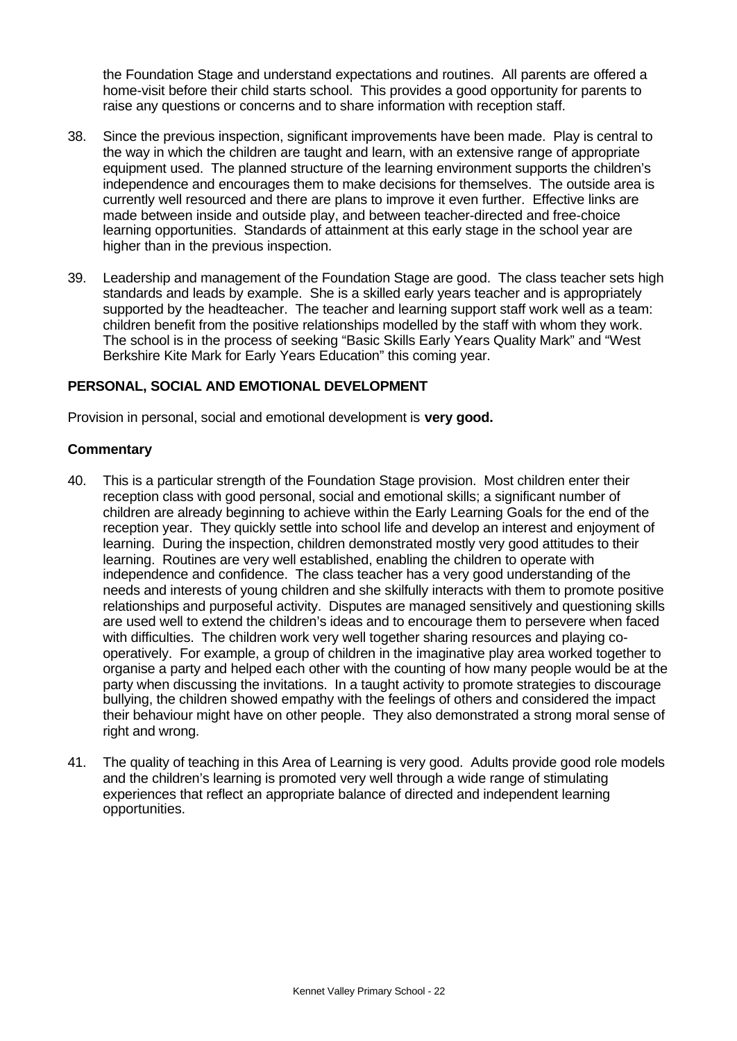the Foundation Stage and understand expectations and routines. All parents are offered a home-visit before their child starts school. This provides a good opportunity for parents to raise any questions or concerns and to share information with reception staff.

38. Since the previous inspection, significant improvements have been made. Play is central to the way in which the children are taught and learn, with an extensive range of appropriate equipment used. The planned structure of the learning environment supports the children's independence and encourages them to make decisions for themselves. The outside area is currently well resourced and there are plans to improve it even further. Effective links are made between inside and outside play, and between teacher-directed and free-choice learning opportunities. Standards of attainment at this early stage in the school year are higher than in the previous inspection.

39. Leadership and management of the Foundation Stage are good. The class teacher sets high standards and leads by example. She is a skilled early years teacher and is appropriately supported by the headteacher. The teacher and learning support staff work well as a team: children benefit from the positive relationships modelled by the staff with whom they work. The school is in the process of seeking "Basic Skills Early Years Quality Mark" and "West Berkshire Kite Mark for Early Years Education" this coming year.

**PERSONAL, SOCIAL AND EMOTIONAL DEVELOPMENT**

Provision in personal, social and emotional development is **very good.**

**Commentary**

40. This is a particular strength of the Foundation Stage provision. Most children enter their reception class with good personal, social and emotional skills; a significant number of children are already beginning to achieve within the Early Learning Goals for the end of the reception year. They quickly settle into school life and develop an interest and enjoyment of learning. During the inspection, children demonstrated mostly very good attitudes to their learning. Routines are very well established, enabling the children to operate with independence and confidence. The class teacher has a very good understanding of the needs and interests of young children and she skilfully interacts with them to promote positive relationships and purposeful activity. Disputes are managed sensitively and questioning skills are used well to extend the children's ideas and to encourage them to persevere when faced with difficulties. The children work very well together sharing resources and playing co-operatively. For example, a group of children in the imaginative play area worked together to organise a party and helped each other with the counting of how many people would be at the party when discussing the invitations. In a taught activity to promote strategies to discourage bullying, the children showed empathy with the feelings of others and considered the impact their behaviour might have on other people. They also demonstrated a strong moral sense of right and wrong.

41. The quality of teaching in this Area of Learning is very good. Adults provide good role models and the children's learning is promoted very well through a wide range of stimulating experiences that reflect an appropriate balance of directed and independent learning opportunities.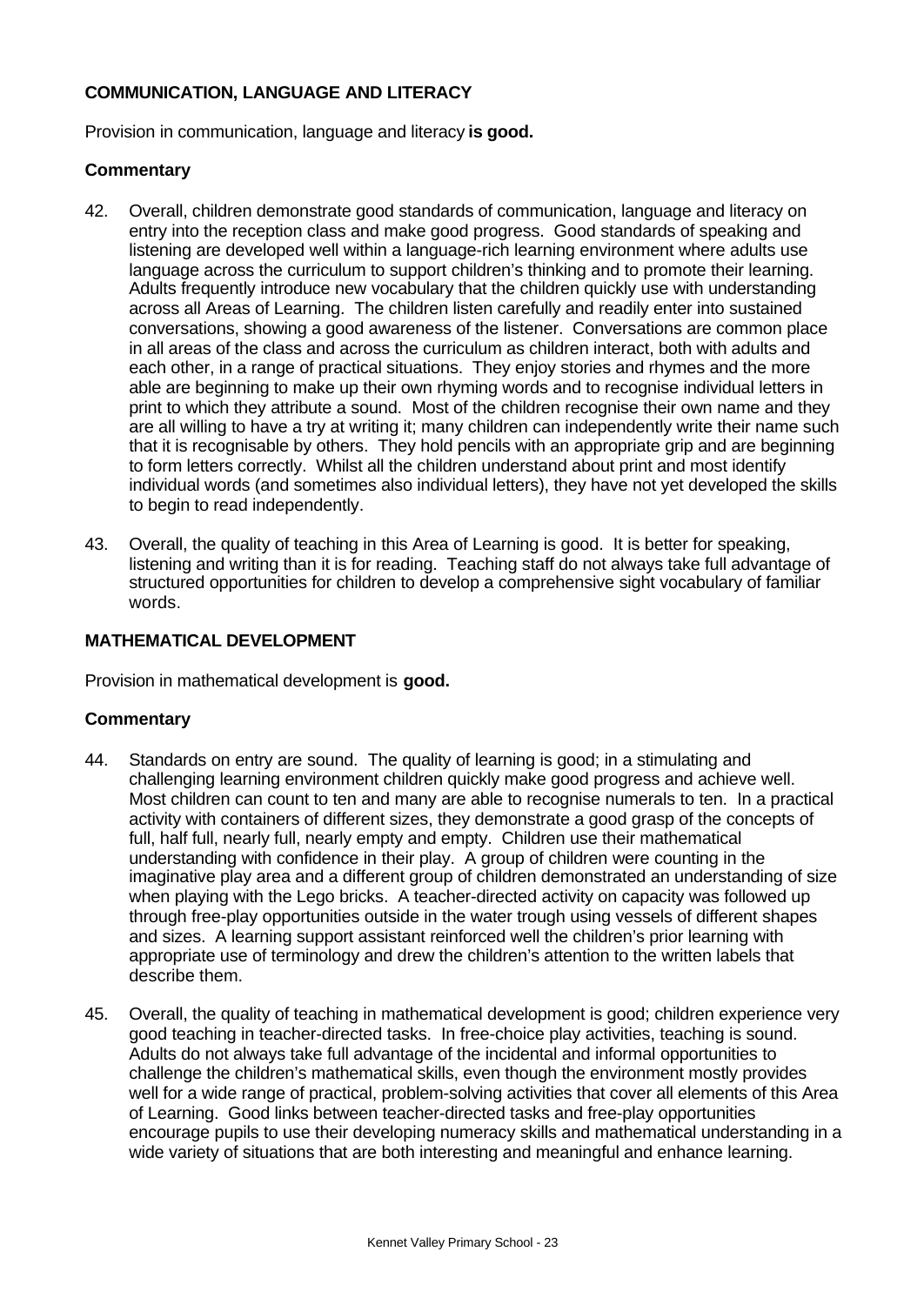**COMMUNICATION, LANGUAGE AND LITERACY**

Provision in communication, language and literacy **is good.**

**Commentary**

42. Overall, children demonstrate good standards of communication, language and literacy on entry into the reception class and make good progress. Good standards of speaking and listening are developed well within a language-rich learning environment where adults use language across the curriculum to support children's thinking and to promote their learning. Adults frequently introduce new vocabulary that the children quickly use with understanding across all Areas of Learning. The children listen carefully and readily enter into sustained conversations, showing a good awareness of the listener. Conversations are common place in all areas of the class and across the curriculum as children interact, both with adults and each other, in a range of practical situations. They enjoy stories and rhymes and the more able are beginning to make up their own rhyming words and to recognise individual letters in print to which they attribute a sound. Most of the children recognise their own name and they are all willing to have a try at writing it; many children can independently write their name such that it is recognisable by others. They hold pencils with an appropriate grip and are beginning to form letters correctly. Whilst all the children understand about print and most identify individual words (and sometimes also individual letters), they have not yet developed the skills to begin to read independently.

43. Overall, the quality of teaching in this Area of Learning is good. It is better for speaking, listening and writing than it is for reading. Teaching staff do not always take full advantage of structured opportunities for children to develop a comprehensive sight vocabulary of familiar words.

**MATHEMATICAL DEVELOPMENT**

Provision in mathematical development is **good.**

**Commentary**

44. Standards on entry are sound. The quality of learning is good; in a stimulating and challenging learning environment children quickly make good progress and achieve well. Most children can count to ten and many are able to recognise numerals to ten. In a practical activity with containers of different sizes, they demonstrate a good grasp of the concepts of full, half full, nearly full, nearly empty and empty. Children use their mathematical understanding with confidence in their play. A group of children were counting in the imaginative play area and a different group of children demonstrated an understanding of size when playing with the Lego bricks. A teacher-directed activity on capacity was followed up through free-play opportunities outside in the water trough using vessels of different shapes and sizes. A learning support assistant reinforced well the children's prior learning with appropriate use of terminology and drew the children's attention to the written labels that describe them.

45. Overall, the quality of teaching in mathematical development is good; children experience very good teaching in teacher-directed tasks. In free-choice play activities, teaching is sound. Adults do not always take full advantage of the incidental and informal opportunities to challenge the children's mathematical skills, even though the environment mostly provides well for a wide range of practical, problem-solving activities that cover all elements of this Area of Learning. Good links between teacher-directed tasks and free-play opportunities encourage pupils to use their developing numeracy skills and mathematical understanding in a wide variety of situations that are both interesting and meaningful and enhance learning.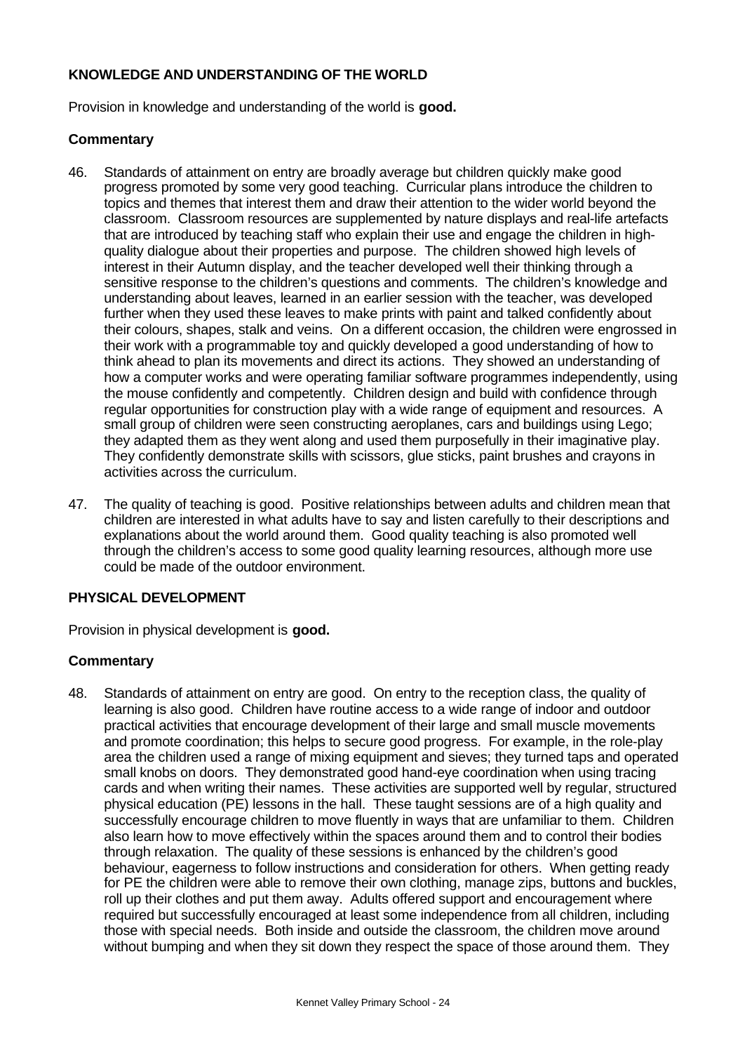## KNOWLEDGE AND UNDERSTANDING OF THE WORLD

Provision in knowledge and understanding of the world is **good.**

### Commentary

46. Standards of attainment on entry are broadly average but children quickly make good progress promoted by some very good teaching. Curricular plans introduce the children to topics and themes that interest them and draw their attention to the wider world beyond the classroom. Classroom resources are supplemented by nature displays and real-life artefacts that are introduced by teaching staff who explain their use and engage the children in high-quality dialogue about their properties and purpose. The children showed high levels of interest in their Autumn display, and the teacher developed well their thinking through a sensitive response to the children's questions and comments. The children's knowledge and understanding about leaves, learned in an earlier session with the teacher, was developed further when they used these leaves to make prints with paint and talked confidently about their colours, shapes, stalk and veins. On a different occasion, the children were engrossed in their work with a programmable toy and quickly developed a good understanding of how to think ahead to plan its movements and direct its actions. They showed an understanding of how a computer works and were operating familiar software programmes independently, using the mouse confidently and competently. Children design and build with confidence through regular opportunities for construction play with a wide range of equipment and resources. A small group of children were seen constructing aeroplanes, cars and buildings using Lego; they adapted them as they went along and used them purposefully in their imaginative play. They confidently demonstrate skills with scissors, glue sticks, paint brushes and crayons in activities across the curriculum.

47. The quality of teaching is good. Positive relationships between adults and children mean that children are interested in what adults have to say and listen carefully to their descriptions and explanations about the world around them. Good quality teaching is also promoted well through the children's access to some good quality learning resources, although more use could be made of the outdoor environment.

## PHYSICAL DEVELOPMENT

Provision in physical development is **good.**

### Commentary

48. Standards of attainment on entry are good. On entry to the reception class, the quality of learning is also good. Children have routine access to a wide range of indoor and outdoor practical activities that encourage development of their large and small muscle movements and promote coordination; this helps to secure good progress. For example, in the role-play area the children used a range of mixing equipment and sieves; they turned taps and operated small knobs on doors. They demonstrated good hand-eye coordination when using tracing cards and when writing their names. These activities are supported well by regular, structured physical education (PE) lessons in the hall. These taught sessions are of a high quality and successfully encourage children to move fluently in ways that are unfamiliar to them. Children also learn how to move effectively within the spaces around them and to control their bodies through relaxation. The quality of these sessions is enhanced by the children's good behaviour, eagerness to follow instructions and consideration for others. When getting ready for PE the children were able to remove their own clothing, manage zips, buttons and buckles, roll up their clothes and put them away. Adults offered support and encouragement where required but successfully encouraged at least some independence from all children, including those with special needs. Both inside and outside the classroom, the children move around without bumping and when they sit down they respect the space of those around them. They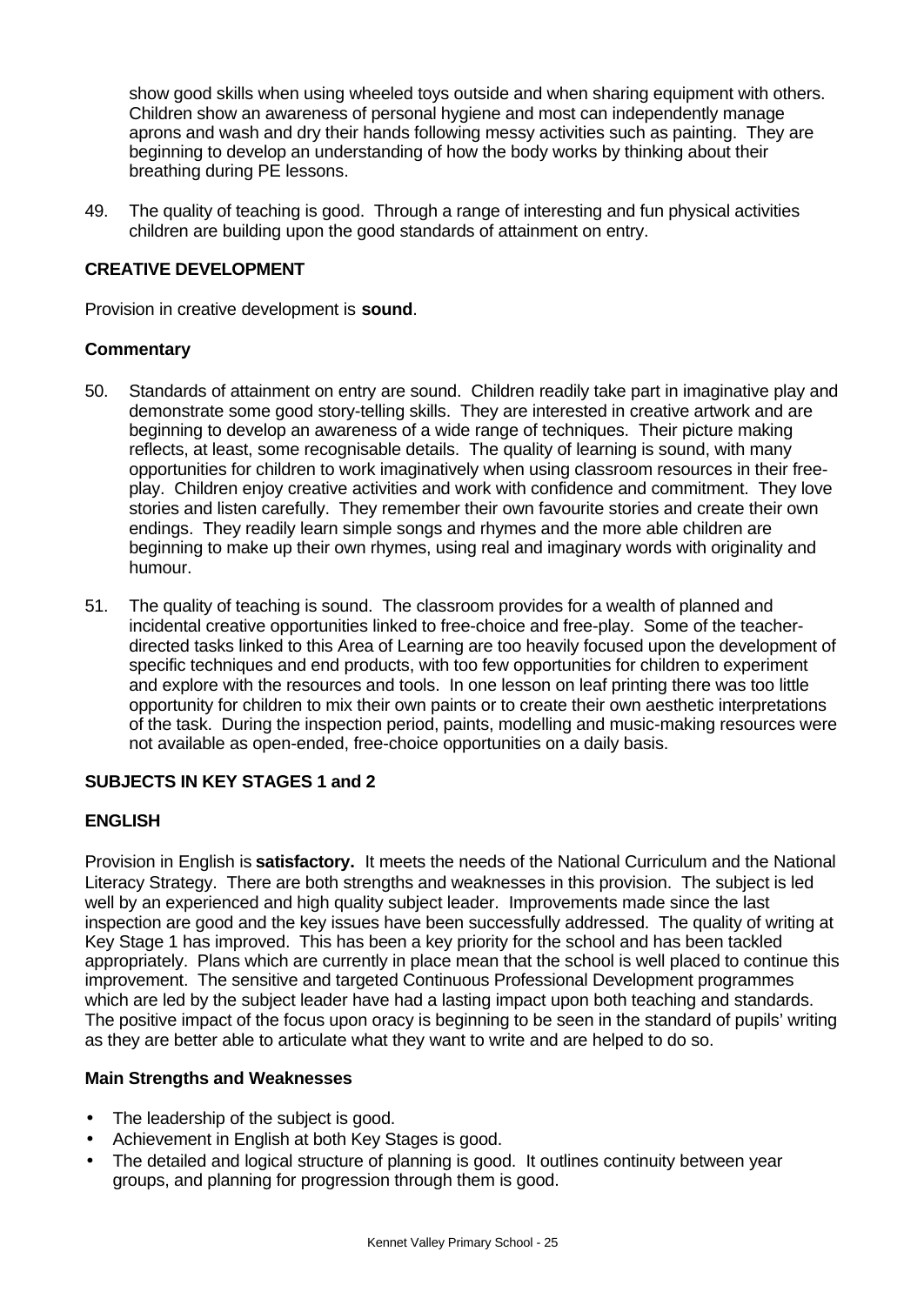show good skills when using wheeled toys outside and when sharing equipment with others. Children show an awareness of personal hygiene and most can independently manage aprons and wash and dry their hands following messy activities such as painting. They are beginning to develop an understanding of how the body works by thinking about their breathing during PE lessons.

49. The quality of teaching is good. Through a range of interesting and fun physical activities children are building upon the good standards of attainment on entry.

### CREATIVE DEVELOPMENT

Provision in creative development is **sound**.

#### Commentary

50. Standards of attainment on entry are sound. Children readily take part in imaginative play and demonstrate some good story-telling skills. They are interested in creative artwork and are beginning to develop an awareness of a wide range of techniques. Their picture making reflects, at least, some recognisable details. The quality of learning is sound, with many opportunities for children to work imaginatively when using classroom resources in their free-play. Children enjoy creative activities and work with confidence and commitment. They love stories and listen carefully. They remember their own favourite stories and create their own endings. They readily learn simple songs and rhymes and the more able children are beginning to make up their own rhymes, using real and imaginary words with originality and humour.

51. The quality of teaching is sound. The classroom provides for a wealth of planned and incidental creative opportunities linked to free-choice and free-play. Some of the teacher-directed tasks linked to this Area of Learning are too heavily focused upon the development of specific techniques and end products, with too few opportunities for children to experiment and explore with the resources and tools. In one lesson on leaf printing there was too little opportunity for children to mix their own paints or to create their own aesthetic interpretations of the task. During the inspection period, paints, modelling and music-making resources were not available as open-ended, free-choice opportunities on a daily basis.

## SUBJECTS IN KEY STAGES 1 and 2

### ENGLISH

Provision in English is **satisfactory.** It meets the needs of the National Curriculum and the National Literacy Strategy. There are both strengths and weaknesses in this provision. The subject is led well by an experienced and high quality subject leader. Improvements made since the last inspection are good and the key issues have been successfully addressed. The quality of writing at Key Stage 1 has improved. This has been a key priority for the school and has been tackled appropriately. Plans which are currently in place mean that the school is well placed to continue this improvement. The sensitive and targeted Continuous Professional Development programmes which are led by the subject leader have had a lasting impact upon both teaching and standards. The positive impact of the focus upon oracy is beginning to be seen in the standard of pupils' writing as they are better able to articulate what they want to write and are helped to do so.

#### Main Strengths and Weaknesses

- The leadership of the subject is good.
- Achievement in English at both Key Stages is good.
- The detailed and logical structure of planning is good. It outlines continuity between year groups, and planning for progression through them is good.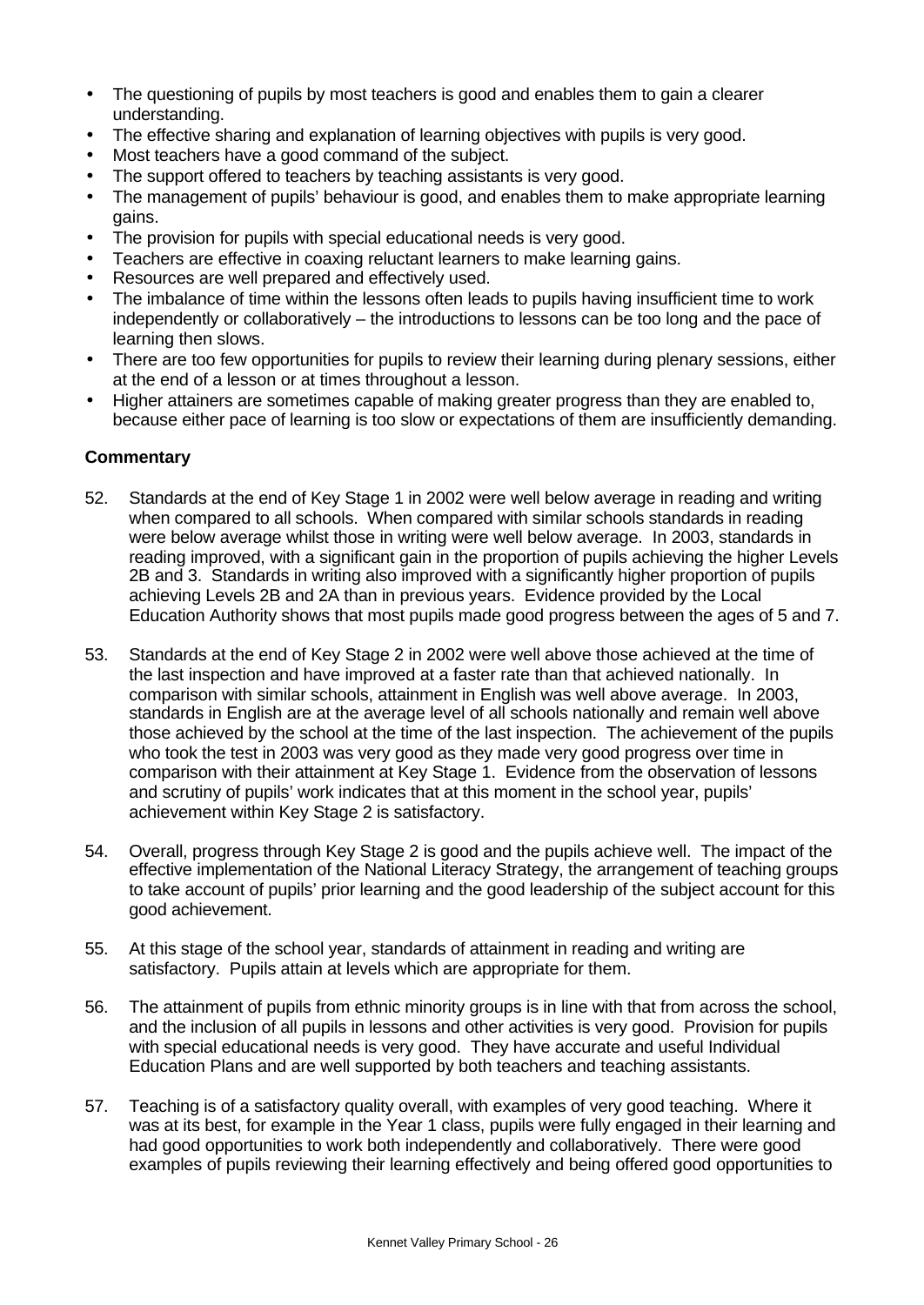- The questioning of pupils by most teachers is good and enables them to gain a clearer understanding.
- The effective sharing and explanation of learning objectives with pupils is very good.
- Most teachers have a good command of the subject.
- The support offered to teachers by teaching assistants is very good.
- The management of pupils' behaviour is good, and enables them to make appropriate learning gains.
- The provision for pupils with special educational needs is very good.
- Teachers are effective in coaxing reluctant learners to make learning gains.
- Resources are well prepared and effectively used.
- The imbalance of time within the lessons often leads to pupils having insufficient time to work independently or collaboratively – the introductions to lessons can be too long and the pace of learning then slows.
- There are too few opportunities for pupils to review their learning during plenary sessions, either at the end of a lesson or at times throughout a lesson.
- Higher attainers are sometimes capable of making greater progress than they are enabled to, because either pace of learning is too slow or expectations of them are insufficiently demanding.

**Commentary**

52. Standards at the end of Key Stage 1 in 2002 were well below average in reading and writing when compared to all schools. When compared with similar schools standards in reading were below average whilst those in writing were well below average. In 2003, standards in reading improved, with a significant gain in the proportion of pupils achieving the higher Levels 2B and 3. Standards in writing also improved with a significantly higher proportion of pupils achieving Levels 2B and 2A than in previous years. Evidence provided by the Local Education Authority shows that most pupils made good progress between the ages of 5 and 7.

53. Standards at the end of Key Stage 2 in 2002 were well above those achieved at the time of the last inspection and have improved at a faster rate than that achieved nationally. In comparison with similar schools, attainment in English was well above average. In 2003, standards in English are at the average level of all schools nationally and remain well above those achieved by the school at the time of the last inspection. The achievement of the pupils who took the test in 2003 was very good as they made very good progress over time in comparison with their attainment at Key Stage 1. Evidence from the observation of lessons and scrutiny of pupils' work indicates that at this moment in the school year, pupils' achievement within Key Stage 2 is satisfactory.

54. Overall, progress through Key Stage 2 is good and the pupils achieve well. The impact of the effective implementation of the National Literacy Strategy, the arrangement of teaching groups to take account of pupils' prior learning and the good leadership of the subject account for this good achievement.

55. At this stage of the school year, standards of attainment in reading and writing are satisfactory. Pupils attain at levels which are appropriate for them.

56. The attainment of pupils from ethnic minority groups is in line with that from across the school, and the inclusion of all pupils in lessons and other activities is very good. Provision for pupils with special educational needs is very good. They have accurate and useful Individual Education Plans and are well supported by both teachers and teaching assistants.

57. Teaching is of a satisfactory quality overall, with examples of very good teaching. Where it was at its best, for example in the Year 1 class, pupils were fully engaged in their learning and had good opportunities to work both independently and collaboratively. There were good examples of pupils reviewing their learning effectively and being offered good opportunities to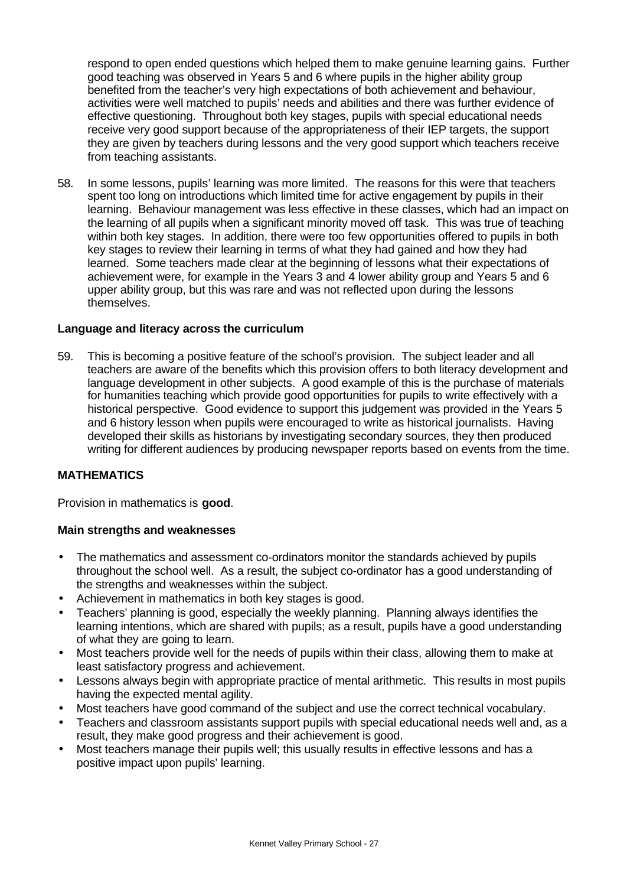respond to open ended questions which helped them to make genuine learning gains. Further good teaching was observed in Years 5 and 6 where pupils in the higher ability group benefited from the teacher's very high expectations of both achievement and behaviour, activities were well matched to pupils' needs and abilities and there was further evidence of effective questioning. Throughout both key stages, pupils with special educational needs receive very good support because of the appropriateness of their IEP targets, the support they are given by teachers during lessons and the very good support which teachers receive from teaching assistants.

58. In some lessons, pupils' learning was more limited. The reasons for this were that teachers spent too long on introductions which limited time for active engagement by pupils in their learning. Behaviour management was less effective in these classes, which had an impact on the learning of all pupils when a significant minority moved off task. This was true of teaching within both key stages. In addition, there were too few opportunities offered to pupils in both key stages to review their learning in terms of what they had gained and how they had learned. Some teachers made clear at the beginning of lessons what their expectations of achievement were, for example in the Years 3 and 4 lower ability group and Years 5 and 6 upper ability group, but this was rare and was not reflected upon during the lessons themselves.

**Language and literacy across the curriculum**

59. This is becoming a positive feature of the school's provision. The subject leader and all teachers are aware of the benefits which this provision offers to both literacy development and language development in other subjects. A good example of this is the purchase of materials for humanities teaching which provide good opportunities for pupils to write effectively with a historical perspective. Good evidence to support this judgement was provided in the Years 5 and 6 history lesson when pupils were encouraged to write as historical journalists. Having developed their skills as historians by investigating secondary sources, they then produced writing for different audiences by producing newspaper reports based on events from the time.

## MATHEMATICS

Provision in mathematics is **good**.

**Main strengths and weaknesses**

- The mathematics and assessment co-ordinators monitor the standards achieved by pupils throughout the school well. As a result, the subject co-ordinator has a good understanding of the strengths and weaknesses within the subject.
- Achievement in mathematics in both key stages is good.
- Teachers' planning is good, especially the weekly planning. Planning always identifies the learning intentions, which are shared with pupils; as a result, pupils have a good understanding of what they are going to learn.
- Most teachers provide well for the needs of pupils within their class, allowing them to make at least satisfactory progress and achievement.
- Lessons always begin with appropriate practice of mental arithmetic. This results in most pupils having the expected mental agility.
- Most teachers have good command of the subject and use the correct technical vocabulary.
- Teachers and classroom assistants support pupils with special educational needs well and, as a result, they make good progress and their achievement is good.
- Most teachers manage their pupils well; this usually results in effective lessons and has a positive impact upon pupils' learning.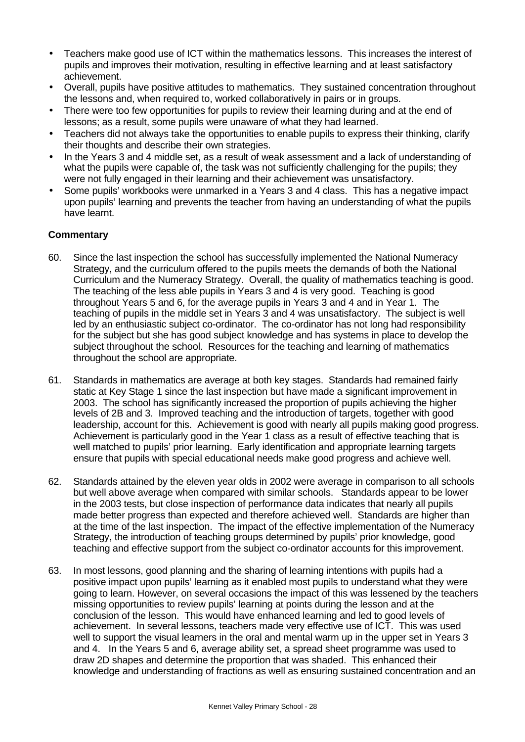- Teachers make good use of ICT within the mathematics lessons. This increases the interest of pupils and improves their motivation, resulting in effective learning and at least satisfactory achievement.
- Overall, pupils have positive attitudes to mathematics. They sustained concentration throughout the lessons and, when required to, worked collaboratively in pairs or in groups.
- There were too few opportunities for pupils to review their learning during and at the end of lessons; as a result, some pupils were unaware of what they had learned.
- Teachers did not always take the opportunities to enable pupils to express their thinking, clarify their thoughts and describe their own strategies.
- In the Years 3 and 4 middle set, as a result of weak assessment and a lack of understanding of what the pupils were capable of, the task was not sufficiently challenging for the pupils; they were not fully engaged in their learning and their achievement was unsatisfactory.
- Some pupils' workbooks were unmarked in a Years 3 and 4 class. This has a negative impact upon pupils' learning and prevents the teacher from having an understanding of what the pupils have learnt.

**Commentary**

60. Since the last inspection the school has successfully implemented the National Numeracy Strategy, and the curriculum offered to the pupils meets the demands of both the National Curriculum and the Numeracy Strategy. Overall, the quality of mathematics teaching is good. The teaching of the less able pupils in Years 3 and 4 is very good. Teaching is good throughout Years 5 and 6, for the average pupils in Years 3 and 4 and in Year 1. The teaching of pupils in the middle set in Years 3 and 4 was unsatisfactory. The subject is well led by an enthusiastic subject co-ordinator. The co-ordinator has not long had responsibility for the subject but she has good subject knowledge and has systems in place to develop the subject throughout the school. Resources for the teaching and learning of mathematics throughout the school are appropriate.

61. Standards in mathematics are average at both key stages. Standards had remained fairly static at Key Stage 1 since the last inspection but have made a significant improvement in 2003. The school has significantly increased the proportion of pupils achieving the higher levels of 2B and 3. Improved teaching and the introduction of targets, together with good leadership, account for this. Achievement is good with nearly all pupils making good progress. Achievement is particularly good in the Year 1 class as a result of effective teaching that is well matched to pupils' prior learning. Early identification and appropriate learning targets ensure that pupils with special educational needs make good progress and achieve well.

62. Standards attained by the eleven year olds in 2002 were average in comparison to all schools but well above average when compared with similar schools. Standards appear to be lower in the 2003 tests, but close inspection of performance data indicates that nearly all pupils made better progress than expected and therefore achieved well. Standards are higher than at the time of the last inspection. The impact of the effective implementation of the Numeracy Strategy, the introduction of teaching groups determined by pupils' prior knowledge, good teaching and effective support from the subject co-ordinator accounts for this improvement.

63. In most lessons, good planning and the sharing of learning intentions with pupils had a positive impact upon pupils' learning as it enabled most pupils to understand what they were going to learn. However, on several occasions the impact of this was lessened by the teachers missing opportunities to review pupils' learning at points during the lesson and at the conclusion of the lesson. This would have enhanced learning and led to good levels of achievement. In several lessons, teachers made very effective use of ICT. This was used well to support the visual learners in the oral and mental warm up in the upper set in Years 3 and 4. In the Years 5 and 6, average ability set, a spread sheet programme was used to draw 2D shapes and determine the proportion that was shaded. This enhanced their knowledge and understanding of fractions as well as ensuring sustained concentration and an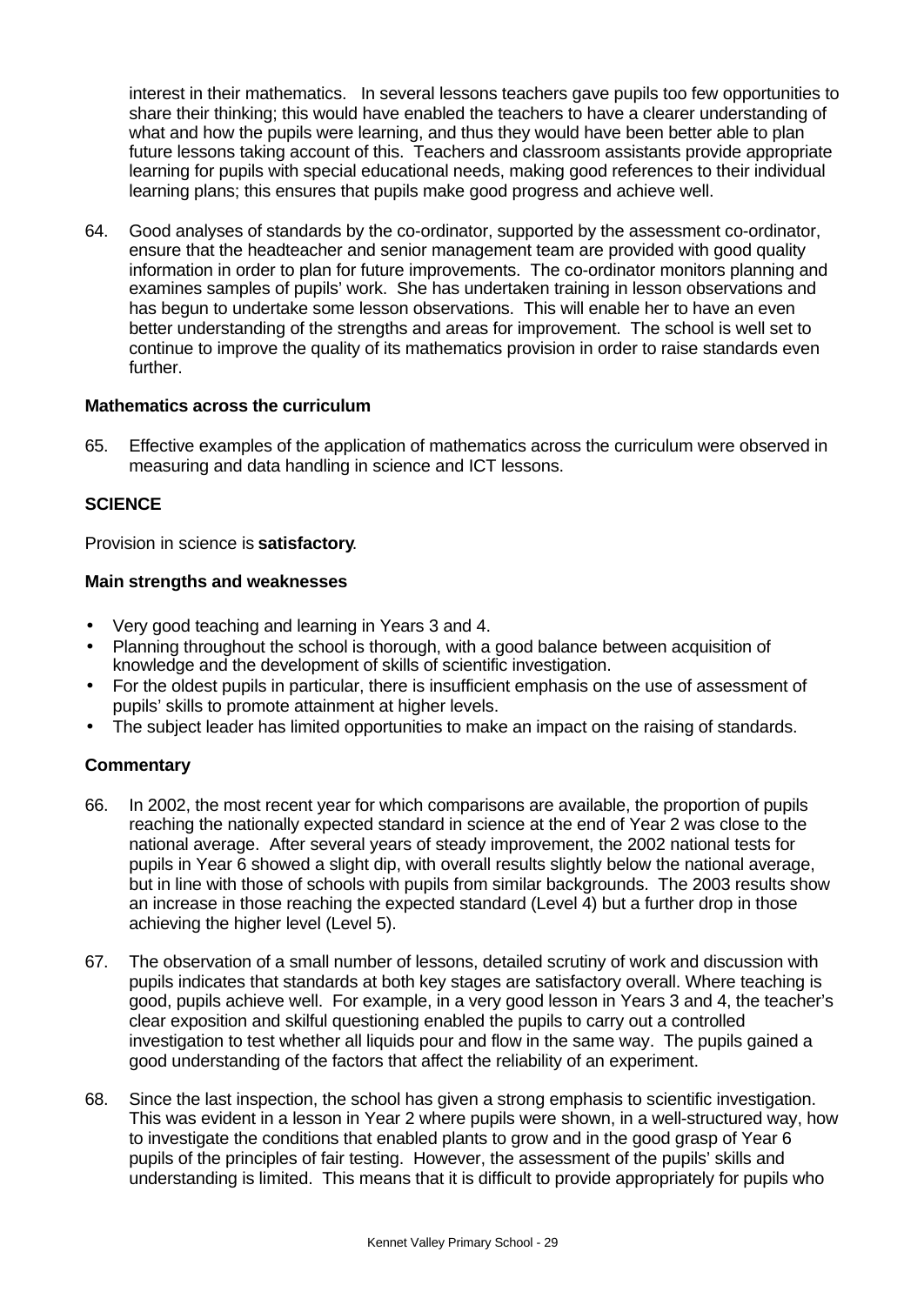interest in their mathematics. In several lessons teachers gave pupils too few opportunities to share their thinking; this would have enabled the teachers to have a clearer understanding of what and how the pupils were learning, and thus they would have been better able to plan future lessons taking account of this. Teachers and classroom assistants provide appropriate learning for pupils with special educational needs, making good references to their individual learning plans; this ensures that pupils make good progress and achieve well.

64. Good analyses of standards by the co-ordinator, supported by the assessment co-ordinator, ensure that the headteacher and senior management team are provided with good quality information in order to plan for future improvements. The co-ordinator monitors planning and examines samples of pupils' work. She has undertaken training in lesson observations and has begun to undertake some lesson observations. This will enable her to have an even better understanding of the strengths and areas for improvement. The school is well set to continue to improve the quality of its mathematics provision in order to raise standards even further.

**Mathematics across the curriculum**

65. Effective examples of the application of mathematics across the curriculum were observed in measuring and data handling in science and ICT lessons.

**SCIENCE**

Provision in science is **satisfactory**.

**Main strengths and weaknesses**

- Very good teaching and learning in Years 3 and 4.
- Planning throughout the school is thorough, with a good balance between acquisition of knowledge and the development of skills of scientific investigation.
- For the oldest pupils in particular, there is insufficient emphasis on the use of assessment of pupils' skills to promote attainment at higher levels.
- The subject leader has limited opportunities to make an impact on the raising of standards.

**Commentary**

66. In 2002, the most recent year for which comparisons are available, the proportion of pupils reaching the nationally expected standard in science at the end of Year 2 was close to the national average. After several years of steady improvement, the 2002 national tests for pupils in Year 6 showed a slight dip, with overall results slightly below the national average, but in line with those of schools with pupils from similar backgrounds. The 2003 results show an increase in those reaching the expected standard (Level 4) but a further drop in those achieving the higher level (Level 5).

67. The observation of a small number of lessons, detailed scrutiny of work and discussion with pupils indicates that standards at both key stages are satisfactory overall. Where teaching is good, pupils achieve well. For example, in a very good lesson in Years 3 and 4, the teacher's clear exposition and skilful questioning enabled the pupils to carry out a controlled investigation to test whether all liquids pour and flow in the same way. The pupils gained a good understanding of the factors that affect the reliability of an experiment.

68. Since the last inspection, the school has given a strong emphasis to scientific investigation. This was evident in a lesson in Year 2 where pupils were shown, in a well-structured way, how to investigate the conditions that enabled plants to grow and in the good grasp of Year 6 pupils of the principles of fair testing. However, the assessment of the pupils' skills and understanding is limited. This means that it is difficult to provide appropriately for pupils who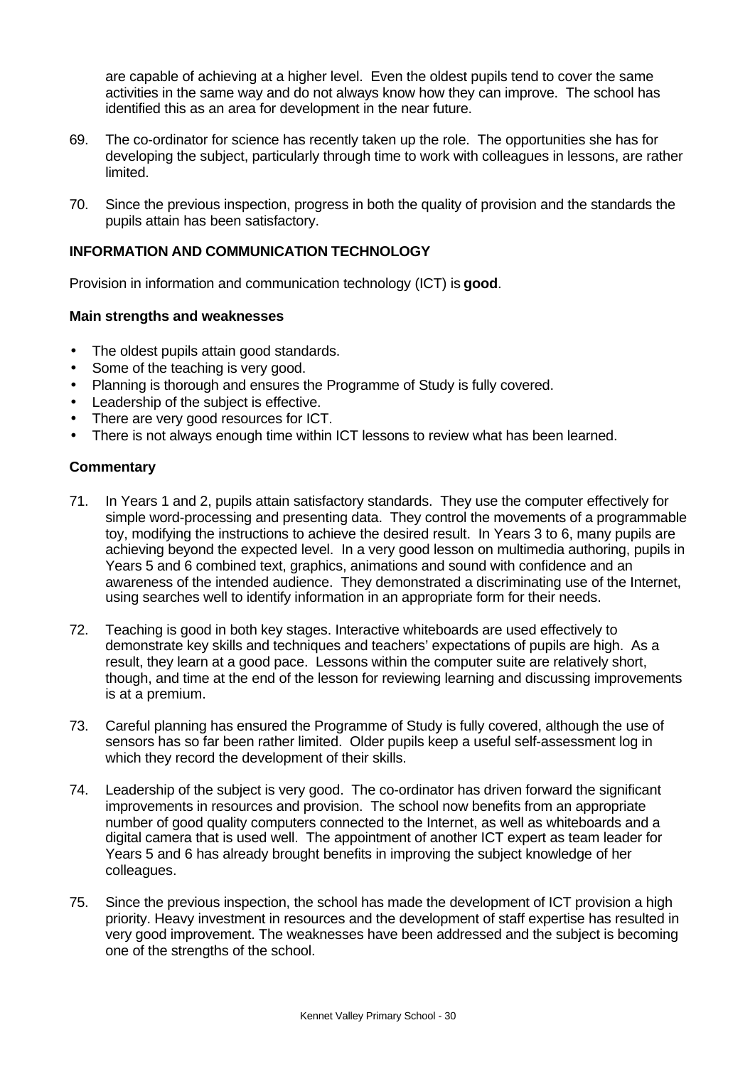are capable of achieving at a higher level. Even the oldest pupils tend to cover the same activities in the same way and do not always know how they can improve. The school has identified this as an area for development in the near future.

69. The co-ordinator for science has recently taken up the role. The opportunities she has for developing the subject, particularly through time to work with colleagues in lessons, are rather limited.

70. Since the previous inspection, progress in both the quality of provision and the standards the pupils attain has been satisfactory.

## INFORMATION AND COMMUNICATION TECHNOLOGY

Provision in information and communication technology (ICT) is **good**.

### Main strengths and weaknesses

- The oldest pupils attain good standards.
- Some of the teaching is very good.
- Planning is thorough and ensures the Programme of Study is fully covered.
- Leadership of the subject is effective.
- There are very good resources for ICT.
- There is not always enough time within ICT lessons to review what has been learned.

### Commentary

71. In Years 1 and 2, pupils attain satisfactory standards. They use the computer effectively for simple word-processing and presenting data. They control the movements of a programmable toy, modifying the instructions to achieve the desired result. In Years 3 to 6, many pupils are achieving beyond the expected level. In a very good lesson on multimedia authoring, pupils in Years 5 and 6 combined text, graphics, animations and sound with confidence and an awareness of the intended audience. They demonstrated a discriminating use of the Internet, using searches well to identify information in an appropriate form for their needs.

72. Teaching is good in both key stages. Interactive whiteboards are used effectively to demonstrate key skills and techniques and teachers' expectations of pupils are high. As a result, they learn at a good pace. Lessons within the computer suite are relatively short, though, and time at the end of the lesson for reviewing learning and discussing improvements is at a premium.

73. Careful planning has ensured the Programme of Study is fully covered, although the use of sensors has so far been rather limited. Older pupils keep a useful self-assessment log in which they record the development of their skills.

74. Leadership of the subject is very good. The co-ordinator has driven forward the significant improvements in resources and provision. The school now benefits from an appropriate number of good quality computers connected to the Internet, as well as whiteboards and a digital camera that is used well. The appointment of another ICT expert as team leader for Years 5 and 6 has already brought benefits in improving the subject knowledge of her colleagues.

75. Since the previous inspection, the school has made the development of ICT provision a high priority. Heavy investment in resources and the development of staff expertise has resulted in very good improvement. The weaknesses have been addressed and the subject is becoming one of the strengths of the school.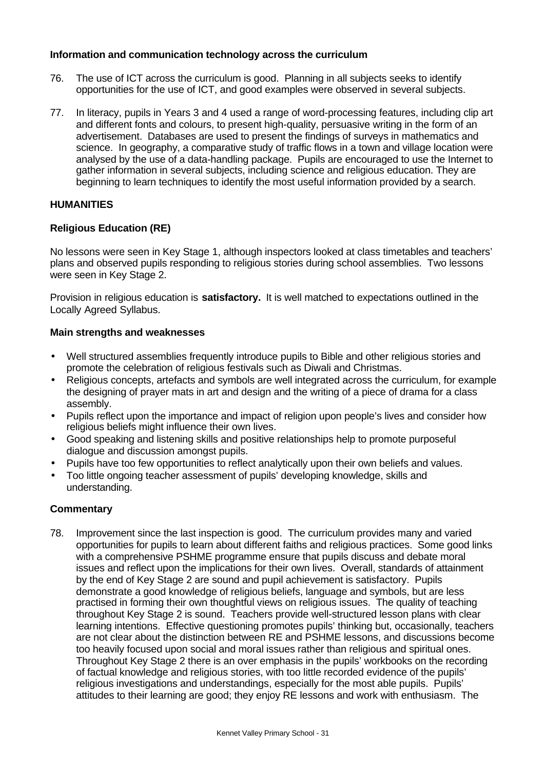**Information and communication technology across the curriculum**

76. The use of ICT across the curriculum is good. Planning in all subjects seeks to identify opportunities for the use of ICT, and good examples were observed in several subjects.

77. In literacy, pupils in Years 3 and 4 used a range of word-processing features, including clip art and different fonts and colours, to present high-quality, persuasive writing in the form of an advertisement. Databases are used to present the findings of surveys in mathematics and science. In geography, a comparative study of traffic flows in a town and village location were analysed by the use of a data-handling package. Pupils are encouraged to use the Internet to gather information in several subjects, including science and religious education. They are beginning to learn techniques to identify the most useful information provided by a search.

## HUMANITIES

**Religious Education (RE)**

No lessons were seen in Key Stage 1, although inspectors looked at class timetables and teachers' plans and observed pupils responding to religious stories during school assemblies. Two lessons were seen in Key Stage 2.

Provision in religious education is **satisfactory.** It is well matched to expectations outlined in the Locally Agreed Syllabus.

**Main strengths and weaknesses**

- Well structured assemblies frequently introduce pupils to Bible and other religious stories and promote the celebration of religious festivals such as Diwali and Christmas.
- Religious concepts, artefacts and symbols are well integrated across the curriculum, for example the designing of prayer mats in art and design and the writing of a piece of drama for a class assembly.
- Pupils reflect upon the importance and impact of religion upon people's lives and consider how religious beliefs might influence their own lives.
- Good speaking and listening skills and positive relationships help to promote purposeful dialogue and discussion amongst pupils.
- Pupils have too few opportunities to reflect analytically upon their own beliefs and values.
- Too little ongoing teacher assessment of pupils' developing knowledge, skills and understanding.

**Commentary**

78. Improvement since the last inspection is good. The curriculum provides many and varied opportunities for pupils to learn about different faiths and religious practices. Some good links with a comprehensive PSHME programme ensure that pupils discuss and debate moral issues and reflect upon the implications for their own lives. Overall, standards of attainment by the end of Key Stage 2 are sound and pupil achievement is satisfactory. Pupils demonstrate a good knowledge of religious beliefs, language and symbols, but are less practised in forming their own thoughtful views on religious issues. The quality of teaching throughout Key Stage 2 is sound. Teachers provide well-structured lesson plans with clear learning intentions. Effective questioning promotes pupils' thinking but, occasionally, teachers are not clear about the distinction between RE and PSHME lessons, and discussions become too heavily focused upon social and moral issues rather than religious and spiritual ones. Throughout Key Stage 2 there is an over emphasis in the pupils' workbooks on the recording of factual knowledge and religious stories, with too little recorded evidence of the pupils' religious investigations and understandings, especially for the most able pupils. Pupils' attitudes to their learning are good; they enjoy RE lessons and work with enthusiasm. The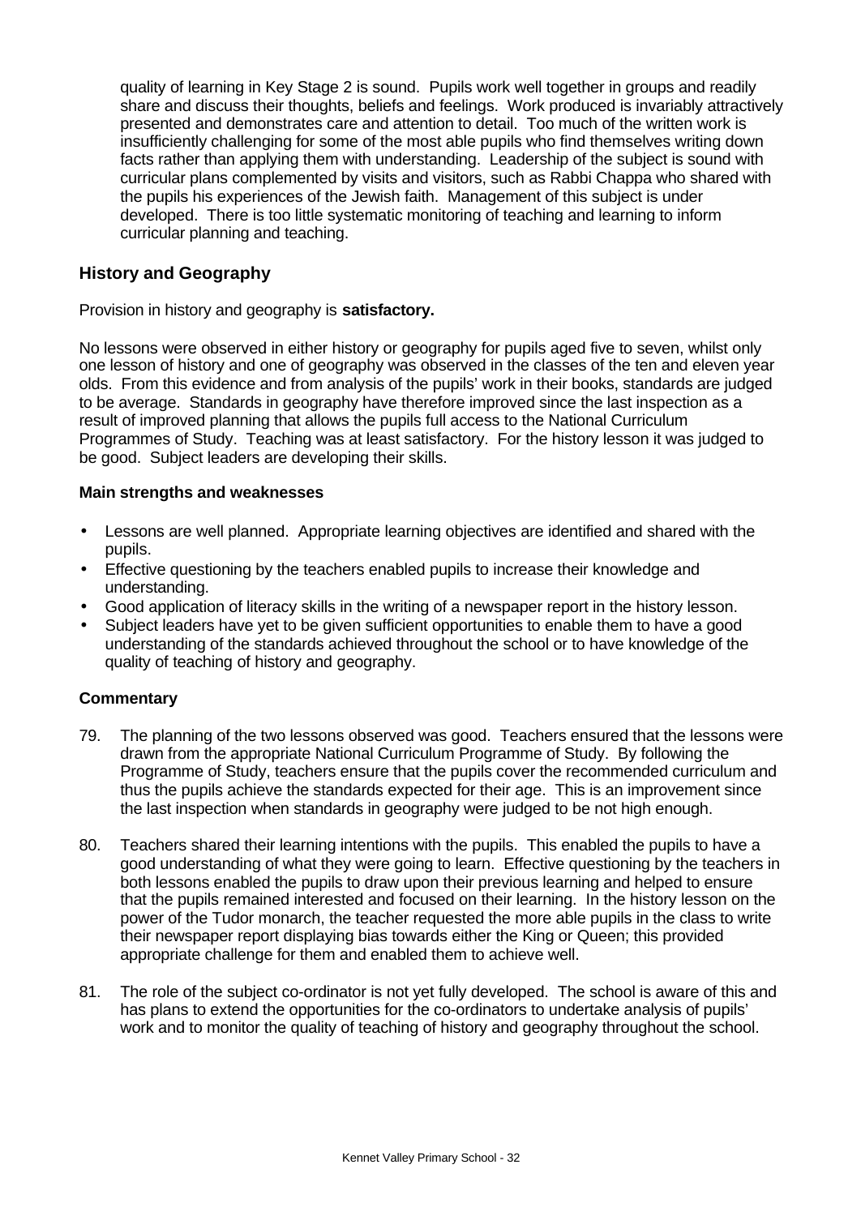quality of learning in Key Stage 2 is sound. Pupils work well together in groups and readily share and discuss their thoughts, beliefs and feelings. Work produced is invariably attractively presented and demonstrates care and attention to detail. Too much of the written work is insufficiently challenging for some of the most able pupils who find themselves writing down facts rather than applying them with understanding. Leadership of the subject is sound with curricular plans complemented by visits and visitors, such as Rabbi Chappa who shared with the pupils his experiences of the Jewish faith. Management of this subject is under developed. There is too little systematic monitoring of teaching and learning to inform curricular planning and teaching.

## History and Geography

Provision in history and geography is **satisfactory.**

No lessons were observed in either history or geography for pupils aged five to seven, whilst only one lesson of history and one of geography was observed in the classes of the ten and eleven year olds. From this evidence and from analysis of the pupils' work in their books, standards are judged to be average. Standards in geography have therefore improved since the last inspection as a result of improved planning that allows the pupils full access to the National Curriculum Programmes of Study. Teaching was at least satisfactory. For the history lesson it was judged to be good. Subject leaders are developing their skills.

### Main strengths and weaknesses

- Lessons are well planned. Appropriate learning objectives are identified and shared with the pupils.
- Effective questioning by the teachers enabled pupils to increase their knowledge and understanding.
- Good application of literacy skills in the writing of a newspaper report in the history lesson.
- Subject leaders have yet to be given sufficient opportunities to enable them to have a good understanding of the standards achieved throughout the school or to have knowledge of the quality of teaching of history and geography.

### Commentary

79. The planning of the two lessons observed was good. Teachers ensured that the lessons were drawn from the appropriate National Curriculum Programme of Study. By following the Programme of Study, teachers ensure that the pupils cover the recommended curriculum and thus the pupils achieve the standards expected for their age. This is an improvement since the last inspection when standards in geography were judged to be not high enough.

80. Teachers shared their learning intentions with the pupils. This enabled the pupils to have a good understanding of what they were going to learn. Effective questioning by the teachers in both lessons enabled the pupils to draw upon their previous learning and helped to ensure that the pupils remained interested and focused on their learning. In the history lesson on the power of the Tudor monarch, the teacher requested the more able pupils in the class to write their newspaper report displaying bias towards either the King or Queen; this provided appropriate challenge for them and enabled them to achieve well.

81. The role of the subject co-ordinator is not yet fully developed. The school is aware of this and has plans to extend the opportunities for the co-ordinators to undertake analysis of pupils' work and to monitor the quality of teaching of history and geography throughout the school.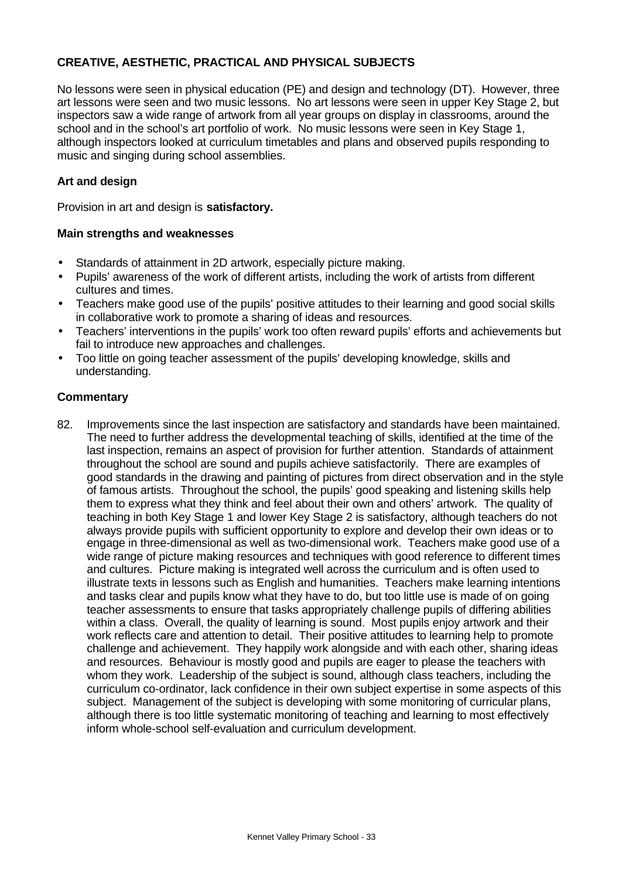## CREATIVE, AESTHETIC, PRACTICAL AND PHYSICAL SUBJECTS

No lessons were seen in physical education (PE) and design and technology (DT). However, three art lessons were seen and two music lessons. No art lessons were seen in upper Key Stage 2, but inspectors saw a wide range of artwork from all year groups on display in classrooms, around the school and in the school's art portfolio of work. No music lessons were seen in Key Stage 1, although inspectors looked at curriculum timetables and plans and observed pupils responding to music and singing during school assemblies.

### Art and design

Provision in art and design is **satisfactory.**

#### Main strengths and weaknesses

- Standards of attainment in 2D artwork, especially picture making.
- Pupils' awareness of the work of different artists, including the work of artists from different cultures and times.
- Teachers make good use of the pupils' positive attitudes to their learning and good social skills in collaborative work to promote a sharing of ideas and resources.
- Teachers' interventions in the pupils' work too often reward pupils' efforts and achievements but fail to introduce new approaches and challenges.
- Too little on going teacher assessment of the pupils' developing knowledge, skills and understanding.

#### Commentary

82. Improvements since the last inspection are satisfactory and standards have been maintained. The need to further address the developmental teaching of skills, identified at the time of the last inspection, remains an aspect of provision for further attention. Standards of attainment throughout the school are sound and pupils achieve satisfactorily. There are examples of good standards in the drawing and painting of pictures from direct observation and in the style of famous artists. Throughout the school, the pupils' good speaking and listening skills help them to express what they think and feel about their own and others' artwork. The quality of teaching in both Key Stage 1 and lower Key Stage 2 is satisfactory, although teachers do not always provide pupils with sufficient opportunity to explore and develop their own ideas or to engage in three-dimensional as well as two-dimensional work. Teachers make good use of a wide range of picture making resources and techniques with good reference to different times and cultures. Picture making is integrated well across the curriculum and is often used to illustrate texts in lessons such as English and humanities. Teachers make learning intentions and tasks clear and pupils know what they have to do, but too little use is made of on going teacher assessments to ensure that tasks appropriately challenge pupils of differing abilities within a class. Overall, the quality of learning is sound. Most pupils enjoy artwork and their work reflects care and attention to detail. Their positive attitudes to learning help to promote challenge and achievement. They happily work alongside and with each other, sharing ideas and resources. Behaviour is mostly good and pupils are eager to please the teachers with whom they work. Leadership of the subject is sound, although class teachers, including the curriculum co-ordinator, lack confidence in their own subject expertise in some aspects of this subject. Management of the subject is developing with some monitoring of curricular plans, although there is too little systematic monitoring of teaching and learning to most effectively inform whole-school self-evaluation and curriculum development.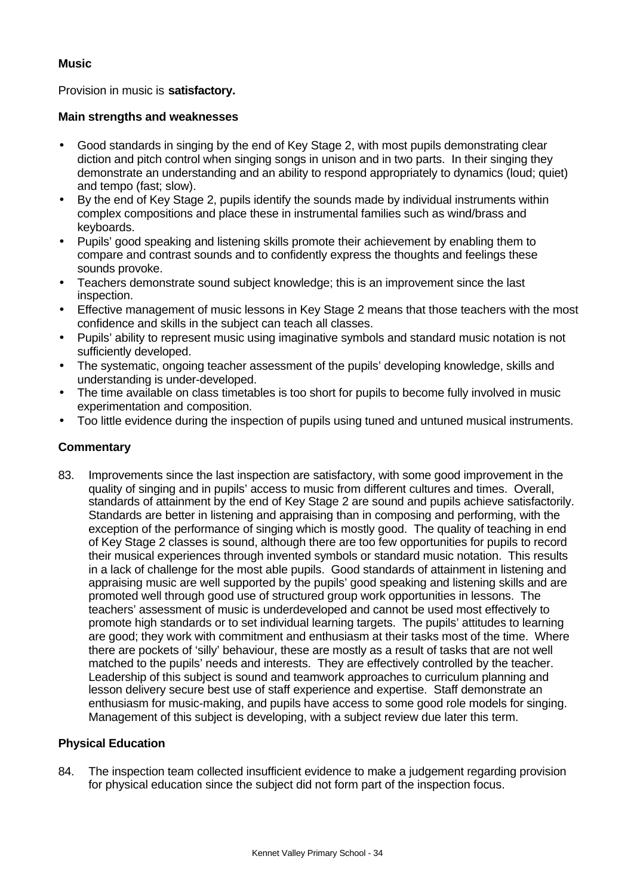**Music**

Provision in music is **satisfactory.**

**Main strengths and weaknesses**

- Good standards in singing by the end of Key Stage 2, with most pupils demonstrating clear diction and pitch control when singing songs in unison and in two parts. In their singing they demonstrate an understanding and an ability to respond appropriately to dynamics (loud; quiet) and tempo (fast; slow).
- By the end of Key Stage 2, pupils identify the sounds made by individual instruments within complex compositions and place these in instrumental families such as wind/brass and keyboards.
- Pupils' good speaking and listening skills promote their achievement by enabling them to compare and contrast sounds and to confidently express the thoughts and feelings these sounds provoke.
- Teachers demonstrate sound subject knowledge; this is an improvement since the last inspection.
- Effective management of music lessons in Key Stage 2 means that those teachers with the most confidence and skills in the subject can teach all classes.
- Pupils' ability to represent music using imaginative symbols and standard music notation is not sufficiently developed.
- The systematic, ongoing teacher assessment of the pupils' developing knowledge, skills and understanding is under-developed.
- The time available on class timetables is too short for pupils to become fully involved in music experimentation and composition.
- Too little evidence during the inspection of pupils using tuned and untuned musical instruments.

**Commentary**

83. Improvements since the last inspection are satisfactory, with some good improvement in the quality of singing and in pupils' access to music from different cultures and times. Overall, standards of attainment by the end of Key Stage 2 are sound and pupils achieve satisfactorily. Standards are better in listening and appraising than in composing and performing, with the exception of the performance of singing which is mostly good. The quality of teaching in end of Key Stage 2 classes is sound, although there are too few opportunities for pupils to record their musical experiences through invented symbols or standard music notation. This results in a lack of challenge for the most able pupils. Good standards of attainment in listening and appraising music are well supported by the pupils' good speaking and listening skills and are promoted well through good use of structured group work opportunities in lessons. The teachers' assessment of music is underdeveloped and cannot be used most effectively to promote high standards or to set individual learning targets. The pupils' attitudes to learning are good; they work with commitment and enthusiasm at their tasks most of the time. Where there are pockets of 'silly' behaviour, these are mostly as a result of tasks that are not well matched to the pupils' needs and interests. They are effectively controlled by the teacher. Leadership of this subject is sound and teamwork approaches to curriculum planning and lesson delivery secure best use of staff experience and expertise. Staff demonstrate an enthusiasm for music-making, and pupils have access to some good role models for singing. Management of this subject is developing, with a subject review due later this term.

**Physical Education**

84. The inspection team collected insufficient evidence to make a judgement regarding provision for physical education since the subject did not form part of the inspection focus.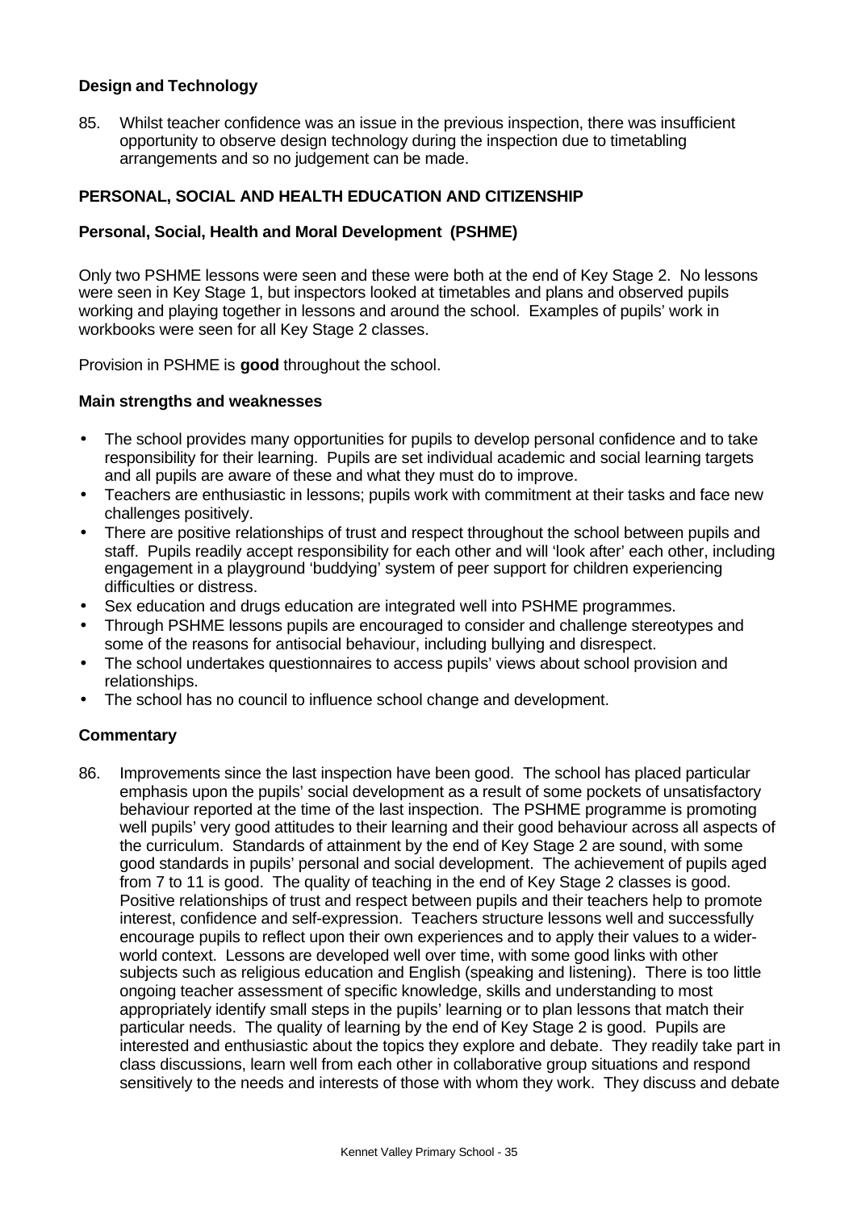### Design and Technology

85. Whilst teacher confidence was an issue in the previous inspection, there was insufficient opportunity to observe design technology during the inspection due to timetabling arrangements and so no judgement can be made.

## PERSONAL, SOCIAL AND HEALTH EDUCATION AND CITIZENSHIP

### Personal, Social, Health and Moral Development (PSHME)

Only two PSHME lessons were seen and these were both at the end of Key Stage 2. No lessons were seen in Key Stage 1, but inspectors looked at timetables and plans and observed pupils working and playing together in lessons and around the school. Examples of pupils' work in workbooks were seen for all Key Stage 2 classes.

Provision in PSHME is **good** throughout the school.

### Main strengths and weaknesses

- The school provides many opportunities for pupils to develop personal confidence and to take responsibility for their learning. Pupils are set individual academic and social learning targets and all pupils are aware of these and what they must do to improve.
- Teachers are enthusiastic in lessons; pupils work with commitment at their tasks and face new challenges positively.
- There are positive relationships of trust and respect throughout the school between pupils and staff. Pupils readily accept responsibility for each other and will 'look after' each other, including engagement in a playground 'buddying' system of peer support for children experiencing difficulties or distress.
- Sex education and drugs education are integrated well into PSHME programmes.
- Through PSHME lessons pupils are encouraged to consider and challenge stereotypes and some of the reasons for antisocial behaviour, including bullying and disrespect.
- The school undertakes questionnaires to access pupils' views about school provision and relationships.
- The school has no council to influence school change and development.

### Commentary

86. Improvements since the last inspection have been good. The school has placed particular emphasis upon the pupils' social development as a result of some pockets of unsatisfactory behaviour reported at the time of the last inspection. The PSHME programme is promoting well pupils' very good attitudes to their learning and their good behaviour across all aspects of the curriculum. Standards of attainment by the end of Key Stage 2 are sound, with some good standards in pupils' personal and social development. The achievement of pupils aged from 7 to 11 is good. The quality of teaching in the end of Key Stage 2 classes is good. Positive relationships of trust and respect between pupils and their teachers help to promote interest, confidence and self-expression. Teachers structure lessons well and successfully encourage pupils to reflect upon their own experiences and to apply their values to a wider-world context. Lessons are developed well over time, with some good links with other subjects such as religious education and English (speaking and listening). There is too little ongoing teacher assessment of specific knowledge, skills and understanding to most appropriately identify small steps in the pupils' learning or to plan lessons that match their particular needs. The quality of learning by the end of Key Stage 2 is good. Pupils are interested and enthusiastic about the topics they explore and debate. They readily take part in class discussions, learn well from each other in collaborative group situations and respond sensitively to the needs and interests of those with whom they work. They discuss and debate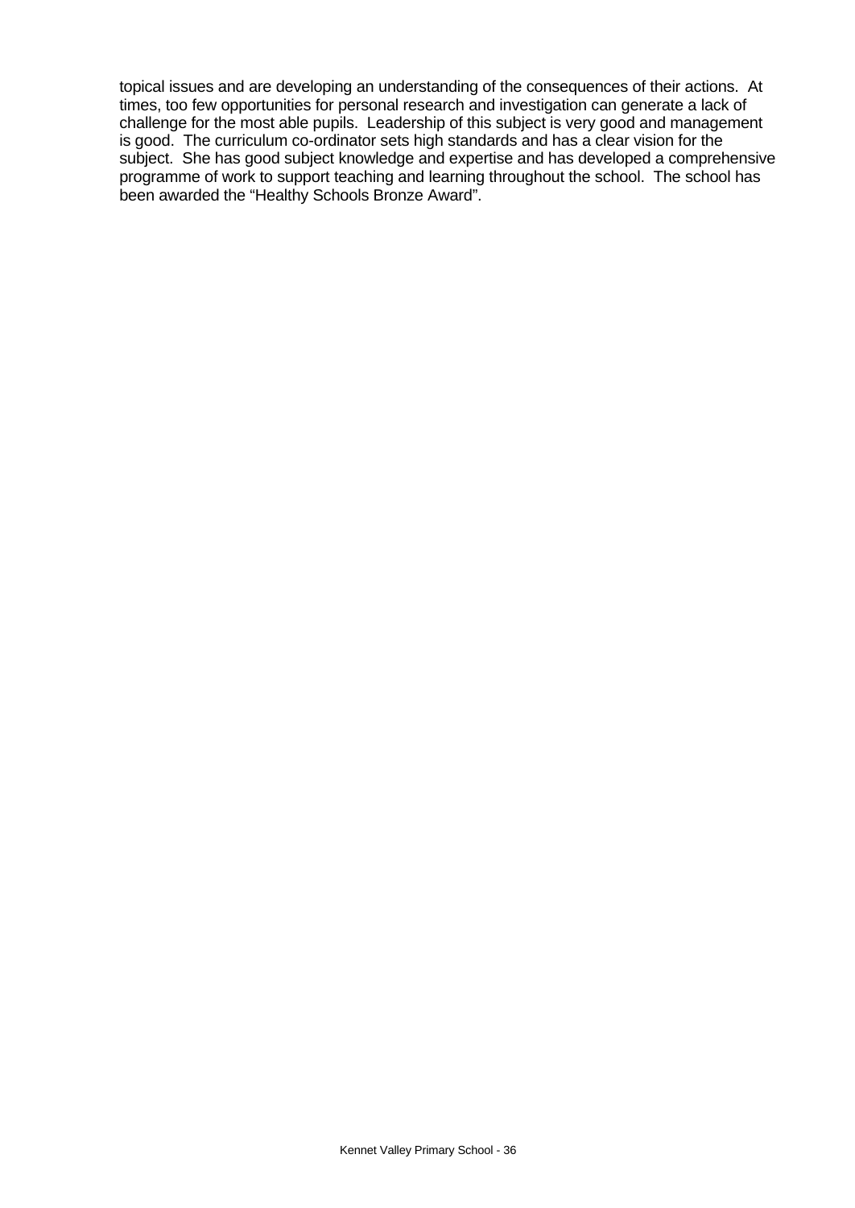topical issues and are developing an understanding of the consequences of their actions. At times, too few opportunities for personal research and investigation can generate a lack of challenge for the most able pupils. Leadership of this subject is very good and management is good. The curriculum co-ordinator sets high standards and has a clear vision for the subject. She has good subject knowledge and expertise and has developed a comprehensive programme of work to support teaching and learning throughout the school. The school has been awarded the "Healthy Schools Bronze Award".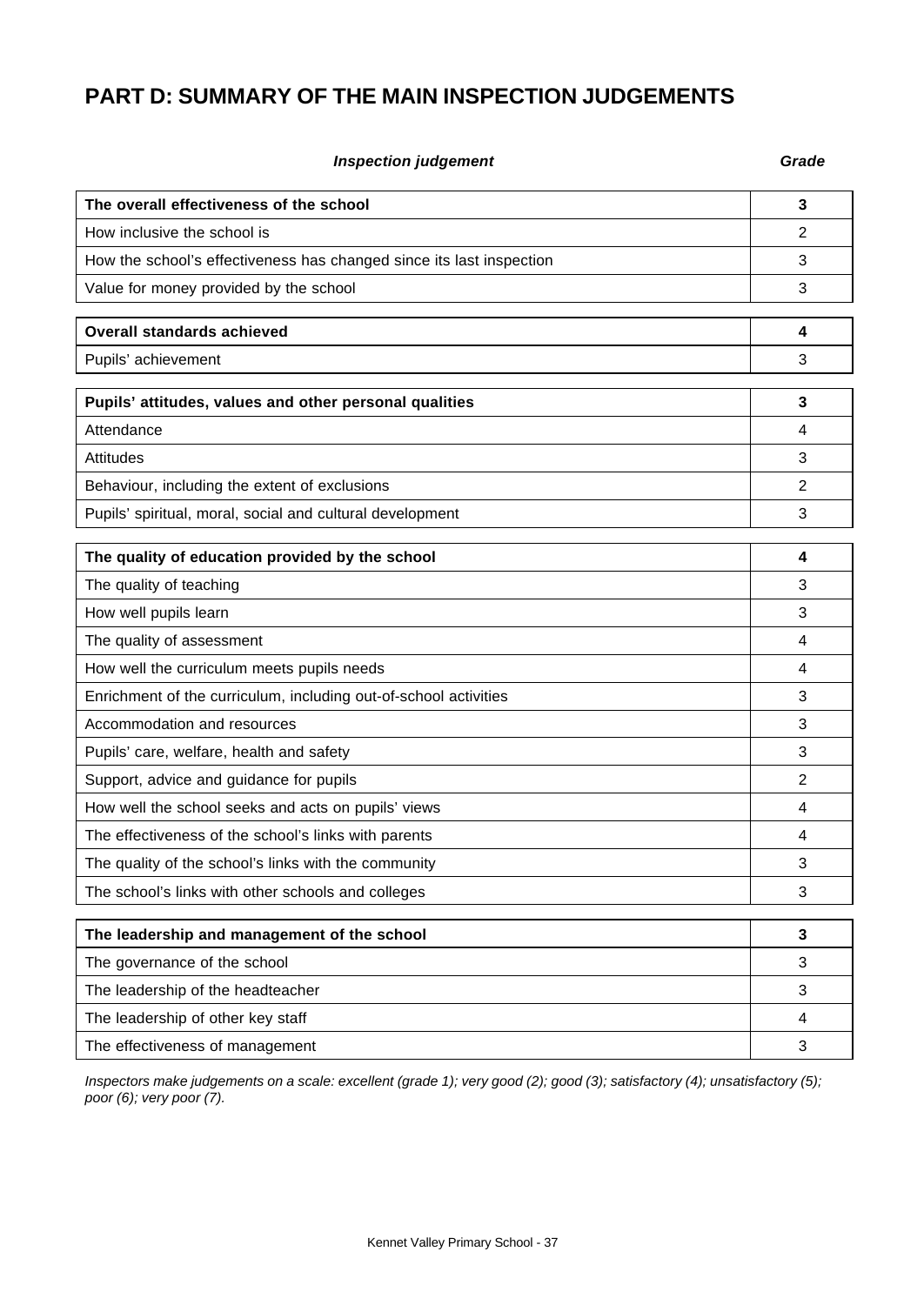# PART D: SUMMARY OF THE MAIN INSPECTION JUDGEMENTS

| ***Inspection judgement*** | ***Grade*** |
| --- | --- |
| **The overall effectiveness of the school** | **3** |
| How inclusive the school is | 2 |
| How the school's effectiveness has changed since its last inspection | 3 |
| Value for money provided by the school | 3 |
| **Overall standards achieved** | **4** |
| Pupils' achievement | 3 |
| **Pupils' attitudes, values and other personal qualities** | **3** |
| Attendance | 4 |
| Attitudes | 3 |
| Behaviour, including the extent of exclusions | 2 |
| Pupils' spiritual, moral, social and cultural development | 3 |
| **The quality of education provided by the school** | **4** |
| The quality of teaching | 3 |
| How well pupils learn | 3 |
| The quality of assessment | 4 |
| How well the curriculum meets pupils needs | 4 |
| Enrichment of the curriculum, including out-of-school activities | 3 |
| Accommodation and resources | 3 |
| Pupils' care, welfare, health and safety | 3 |
| Support, advice and guidance for pupils | 2 |
| How well the school seeks and acts on pupils' views | 4 |
| The effectiveness of the school's links with parents | 4 |
| The quality of the school's links with the community | 3 |
| The school's links with other schools and colleges | 3 |
| **The leadership and management of the school** | **3** |
| The governance of the school | 3 |
| The leadership of the headteacher | 3 |
| The leadership of other key staff | 4 |
| The effectiveness of management | 3 |

*Inspectors make judgements on a scale: excellent (grade 1); very good (2); good (3); satisfactory (4); unsatisfactory (5); poor (6); very poor (7).*